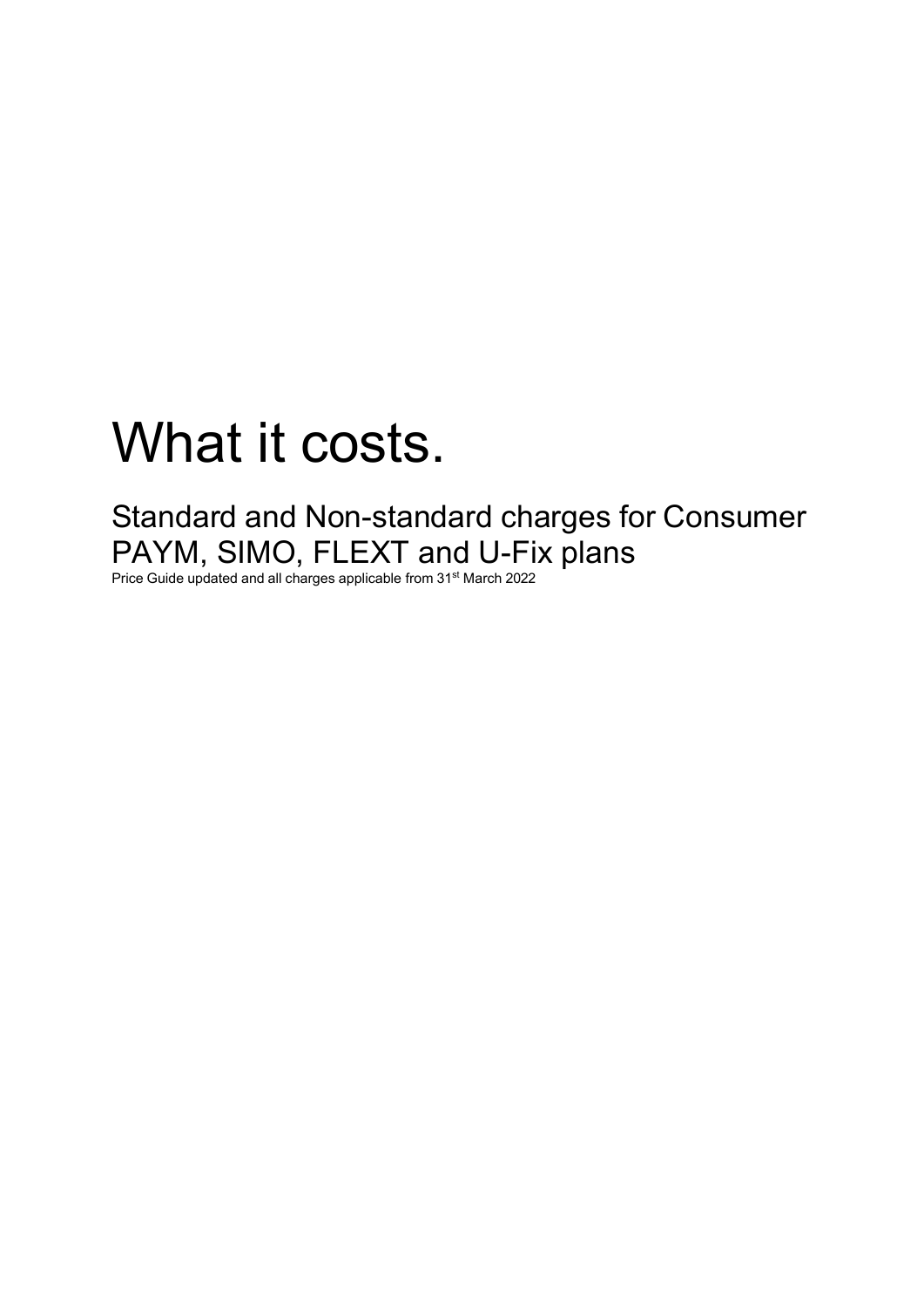# What it costs.

## Standard and Non-standard charges for Consumer PAYM, SIMO, FLEXT and U-Fix plans

Price Guide updated and all charges applicable from 31st March 2022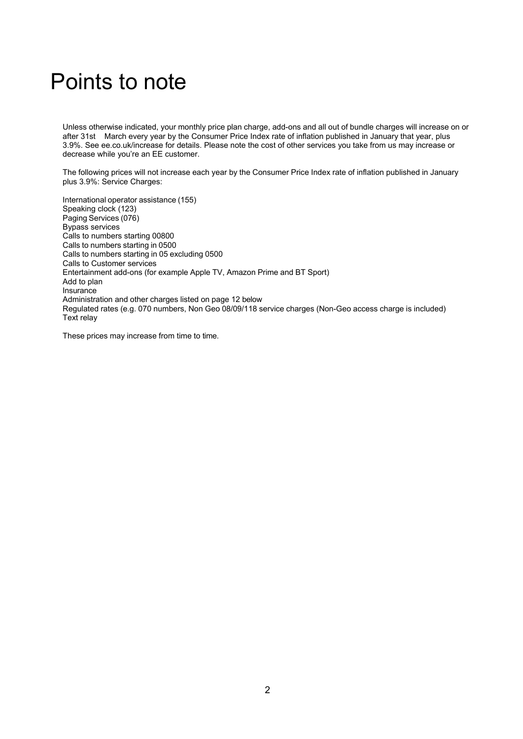# Points to note

Unless otherwise indicated, your monthly price plan charge, add-ons and all out of bundle charges will increase on or after 31st March every year by the Consumer Price Index rate of inflation published in January that year, plus 3.9%. See ee.co.uk/increase for details. Please note the cost of other services you take from us may increase or decrease while you're an EE customer.

The following prices will not increase each year by the Consumer Price Index rate of inflation published in January plus 3.9%: Service Charges:

International operator assistance (155)
Speaking clock (123)
Paging Services (076)
Bypass services
Calls to numbers starting 00800
Calls to numbers starting in 0500
Calls to numbers starting in 05 excluding 0500
Calls to Customer services
Entertainment add-ons (for example Apple TV, Amazon Prime and BT Sport)
Add to plan
Insurance
Administration and other charges listed on page 12 below
Regulated rates (e.g. 070 numbers, Non Geo 08/09/118 service charges (Non-Geo access charge is included)
Text relay

These prices may increase from time to time.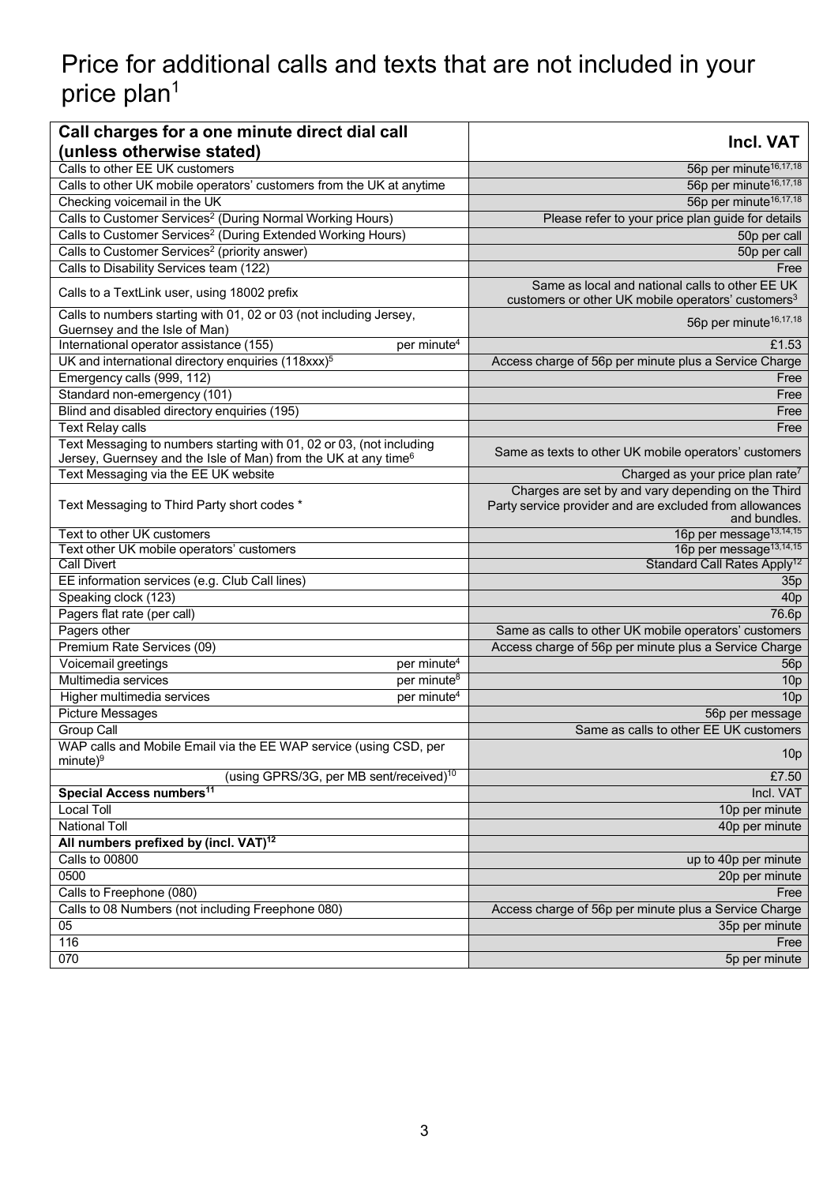# Price for additional calls and texts that are not included in your price plan[1]

| Call charges for a one minute direct dial call (unless otherwise stated) | Incl. VAT |
|---|---|
| Calls to other EE UK customers | 56p per minute[16,17,18] |
| Calls to other UK mobile operators' customers from the UK at anytime | 56p per minute[16,17,18] |
| Checking voicemail in the UK | 56p per minute[16,17,18] |
| Calls to Customer Services[2] (During Normal Working Hours) | Please refer to your price plan guide for details |
| Calls to Customer Services[2] (During Extended Working Hours) | 50p per call |
| Calls to Customer Services[2] (priority answer) | 50p per call |
| Calls to Disability Services team (122) | Free |
| Calls to a TextLink user, using 18002 prefix | Same as local and national calls to other EE UK customers or other UK mobile operators' customers[3] |
| Calls to numbers starting with 01, 02 or 03 (not including Jersey, Guernsey and the Isle of Man) | 56p per minute[16,17,18] |
| International operator assistance (155) per minute[4] | £1.53 |
| UK and international directory enquiries (118xxx)[5] | Access charge of 56p per minute plus a Service Charge |
| Emergency calls (999, 112) | Free |
| Standard non-emergency (101) | Free |
| Blind and disabled directory enquiries (195) | Free |
| Text Relay calls | Free |
| Text Messaging to numbers starting with 01, 02 or 03, (not including Jersey, Guernsey and the Isle of Man) from the UK at any time[6] | Same as texts to other UK mobile operators' customers |
| Text Messaging via the EE UK website | Charged as your price plan rate[7] |
| Text Messaging to Third Party short codes * | Charges are set by and vary depending on the Third Party service provider and are excluded from allowances and bundles. |
| Text to other UK customers | 16p per message[13,14,15] |
| Text other UK mobile operators' customers | 16p per message[13,14,15] |
| Call Divert | Standard Call Rates Apply[12] |
| EE information services (e.g. Club Call lines) | 35p |
| Speaking clock (123) | 40p |
| Pagers flat rate (per call) | 76.6p |
| Pagers other | Same as calls to other UK mobile operators' customers |
| Premium Rate Services (09) | Access charge of 56p per minute plus a Service Charge |
| Voicemail greetings per minute[4] | 56p |
| Multimedia services per minute[8] | 10p |
| Higher multimedia services per minute[4] | 10p |
| Picture Messages | 56p per message |
| Group Call | Same as calls to other EE UK customers |
| WAP calls and Mobile Email via the EE WAP service (using CSD, per minute)[9] | 10p |
| (using GPRS/3G, per MB sent/received)[10] | £7.50 |
| **Special Access numbers[11]** | Incl. VAT |
| Local Toll | 10p per minute |
| National Toll | 40p per minute |
| **All numbers prefixed by (incl. VAT)[12]** | |
| Calls to 00800 | up to 40p per minute |
| 0500 | 20p per minute |
| Calls to Freephone (080) | Free |
| Calls to 08 Numbers (not including Freephone 080) | Access charge of 56p per minute plus a Service Charge |
| 05 | 35p per minute |
| 116 | Free |
| 070 | 5p per minute |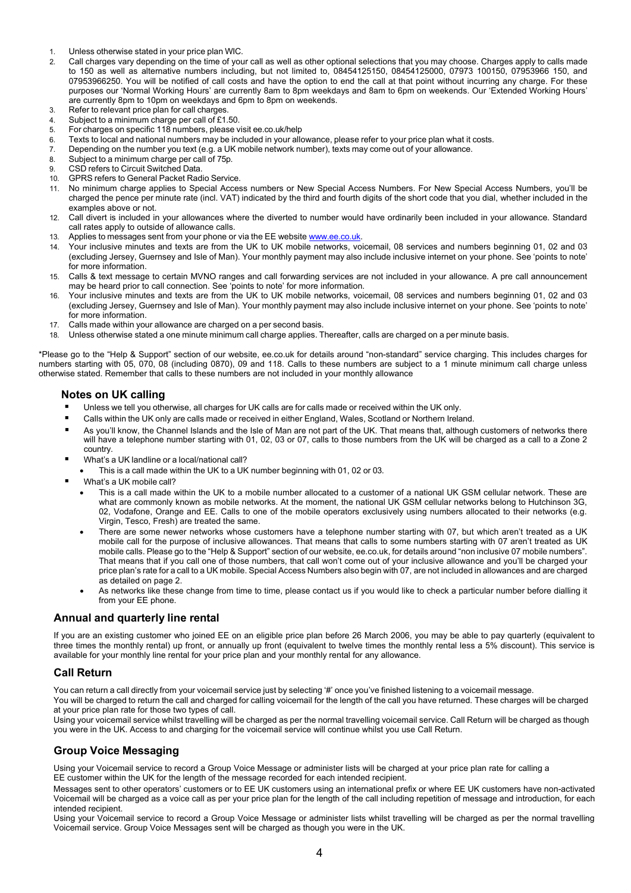1. Unless otherwise stated in your price plan WIC.
2. Call charges vary depending on the time of your call as well as other optional selections that you may choose. Charges apply to calls made to 150 as well as alternative numbers including, but not limited to, 08454125150, 08454125000, 07973 100150, 07953966 150, and 07953966250. You will be notified of call costs and have the option to end the call at that point without incurring any charge. For these purposes our 'Normal Working Hours' are currently 8am to 8pm weekdays and 8am to 6pm on weekends. Our 'Extended Working Hours' are currently 8pm to 10pm on weekdays and 6pm to 8pm on weekends.
3. Refer to relevant price plan for call charges.
4. Subject to a minimum charge per call of £1.50.
5. For charges on specific 118 numbers, please visit ee.co.uk/help
6. Texts to local and national numbers may be included in your allowance, please refer to your price plan what it costs.
7. Depending on the number you text (e.g. a UK mobile network number), texts may come out of your allowance.
8. Subject to a minimum charge per call of 75p.
9. CSD refers to Circuit Switched Data.
10. GPRS refers to General Packet Radio Service.
11. No minimum charge applies to Special Access numbers or New Special Access Numbers. For New Special Access Numbers, you'll be charged the pence per minute rate (incl. VAT) indicated by the third and fourth digits of the short code that you dial, whether included in the examples above or not.
12. Call divert is included in your allowances where the diverted to number would have ordinarily been included in your allowance. Standard call rates apply to outside of allowance calls.
13. Applies to messages sent from your phone or via the EE website www.ee.co.uk.
14. Your inclusive minutes and texts are from the UK to UK mobile networks, voicemail, 08 services and numbers beginning 01, 02 and 03 (excluding Jersey, Guernsey and Isle of Man). Your monthly payment may also include inclusive internet on your phone. See 'points to note' for more information.
15. Calls & text message to certain MVNO ranges and call forwarding services are not included in your allowance. A pre call announcement may be heard prior to call connection. See 'points to note' for more information.
16. Your inclusive minutes and texts are from the UK to UK mobile networks, voicemail, 08 services and numbers beginning 01, 02 and 03 (excluding Jersey, Guernsey and Isle of Man). Your monthly payment may also include inclusive internet on your phone. See 'points to note' for more information.
17. Calls made within your allowance are charged on a per second basis.
18. Unless otherwise stated a one minute minimum call charge applies. Thereafter, calls are charged on a per minute basis.

*Please go to the "Help & Support" section of our website, ee.co.uk for details around "non-standard" service charging. This includes charges for numbers starting with 05, 070, 08 (including 0870), 09 and 118. Calls to these numbers are subject to a 1 minute minimum call charge unless otherwise stated. Remember that calls to these numbers are not included in your monthly allowance

### Notes on UK calling

- Unless we tell you otherwise, all charges for UK calls are for calls made or received within the UK only.
- Calls within the UK only are calls made or received in either England, Wales, Scotland or Northern Ireland.
- As you'll know, the Channel Islands and the Isle of Man are not part of the UK. That means that, although customers of networks there will have a telephone number starting with 01, 02, 03 or 07, calls to those numbers from the UK will be charged as a call to a Zone 2 country.
- What's a UK landline or a local/national call?
  - This is a call made within the UK to a UK number beginning with 01, 02 or 03.
- What's a UK mobile call?
  - This is a call made within the UK to a mobile number allocated to a customer of a national UK GSM cellular network. These are what are commonly known as mobile networks. At the moment, the national UK GSM cellular networks belong to Hutchinson 3G, 02, Vodafone, Orange and EE. Calls to one of the mobile operators exclusively using numbers allocated to their networks (e.g. Virgin, Tesco, Fresh) are treated the same.
  - There are some newer networks whose customers have a telephone number starting with 07, but which aren't treated as a UK mobile call for the purpose of inclusive allowances. That means that calls to some numbers starting with 07 aren't treated as UK mobile calls. Please go to the "Help & Support" section of our website, ee.co.uk, for details around "non inclusive 07 mobile numbers". That means that if you call one of those numbers, that call won't come out of your inclusive allowance and you'll be charged your price plan's rate for a call to a UK mobile. Special Access Numbers also begin with 07, are not included in allowances and are charged as detailed on page 2.
  - As networks like these change from time to time, please contact us if you would like to check a particular number before dialling it from your EE phone.

### Annual and quarterly line rental

If you are an existing customer who joined EE on an eligible price plan before 26 March 2006, you may be able to pay quarterly (equivalent to three times the monthly rental) up front, or annually up front (equivalent to twelve times the monthly rental less a 5% discount). This service is available for your monthly line rental for your price plan and your monthly rental for any allowance.

### Call Return

You can return a call directly from your voicemail service just by selecting '#' once you've finished listening to a voicemail message.

You will be charged to return the call and charged for calling voicemail for the length of the call you have returned. These charges will be charged at your price plan rate for those two types of call.

Using your voicemail service whilst travelling will be charged as per the normal travelling voicemail service. Call Return will be charged as though you were in the UK. Access to and charging for the voicemail service will continue whilst you use Call Return.

### Group Voice Messaging

Using your Voicemail service to record a Group Voice Message or administer lists will be charged at your price plan rate for calling a EE customer within the UK for the length of the message recorded for each intended recipient.

Messages sent to other operators' customers or to EE UK customers using an international prefix or where EE UK customers have non-activated Voicemail will be charged as a voice call as per your price plan for the length of the call including repetition of message and introduction, for each intended recipient.

Using your Voicemail service to record a Group Voice Message or administer lists whilst travelling will be charged as per the normal travelling Voicemail service. Group Voice Messages sent will be charged as though you were in the UK.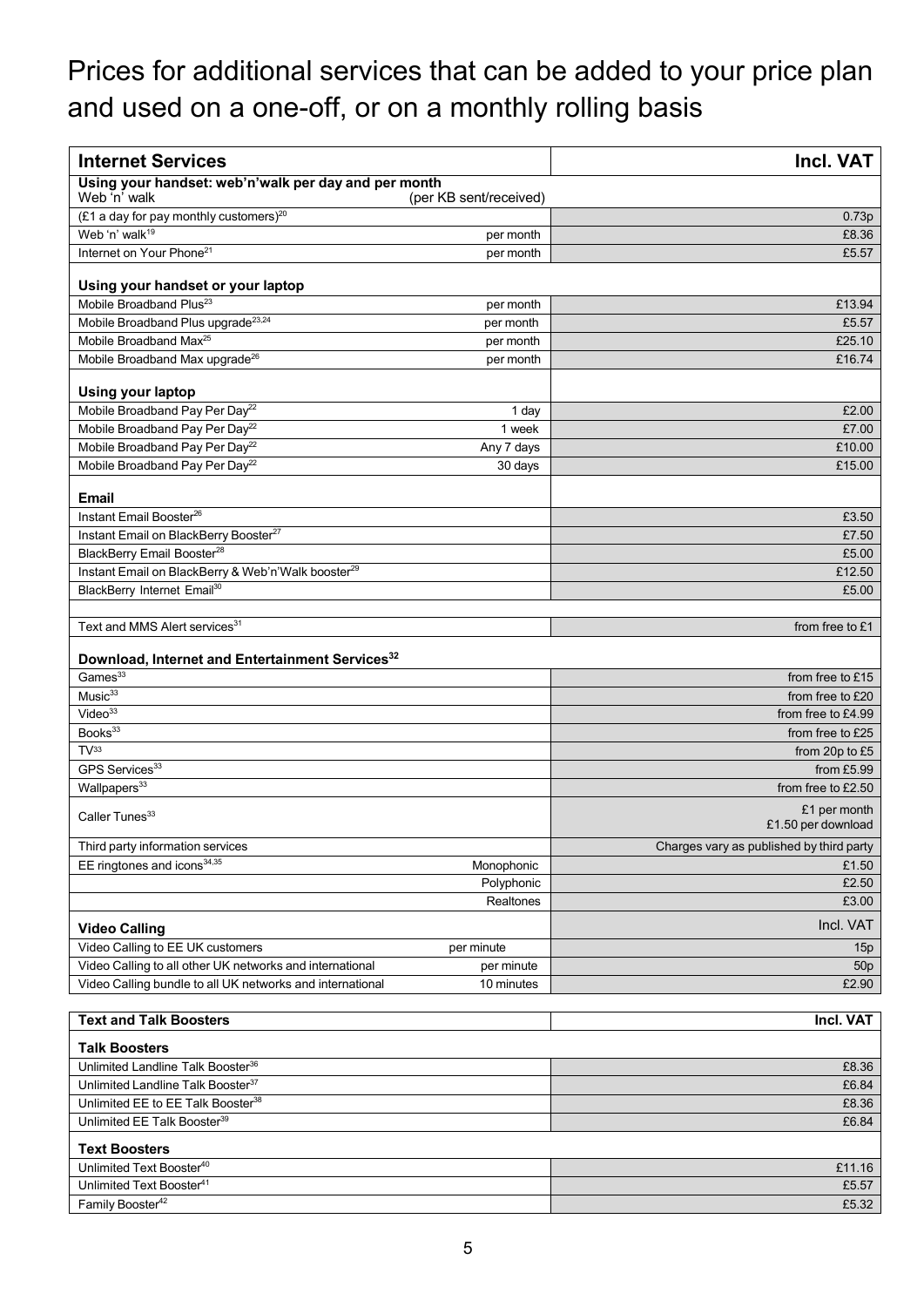# Prices for additional services that can be added to your price plan and used on a one-off, or on a monthly rolling basis

| Internet Services | | Incl. VAT |
| --- | --- | --- |
| **Using your handset: web'n'walk per day and per month** | | |
| Web 'n' walk | (per KB sent/received) | |
| (£1 a day for pay monthly customers)[20] | | 0.73p |
| Web 'n' walk[19] | per month | £8.36 |
| Internet on Your Phone[21] | per month | £5.57 |
| **Using your handset or your laptop** | | |
| Mobile Broadband Plus[23] | per month | £13.94 |
| Mobile Broadband Plus upgrade[23,24] | per month | £5.57 |
| Mobile Broadband Max[25] | per month | £25.10 |
| Mobile Broadband Max upgrade[26] | per month | £16.74 |
| **Using your laptop** | | |
| Mobile Broadband Pay Per Day[22] | 1 day | £2.00 |
| Mobile Broadband Pay Per Day[22] | 1 week | £7.00 |
| Mobile Broadband Pay Per Day[22] | Any 7 days | £10.00 |
| Mobile Broadband Pay Per Day[22] | 30 days | £15.00 |
| **Email** | | |
| Instant Email Booster[26] | | £3.50 |
| Instant Email on BlackBerry Booster[27] | | £7.50 |
| BlackBerry Email Booster[28] | | £5.00 |
| Instant Email on BlackBerry & Web'n'Walk booster[29] | | £12.50 |
| BlackBerry Internet Email[30] | | £5.00 |
| | | |
| Text and MMS Alert services[31] | | from free to £1 |
| **Download, Internet and Entertainment Services[32]** | | |
| Games[33] | | from free to £15 |
| Music[33] | | from free to £20 |
| Video[33] | | from free to £4.99 |
| Books[33] | | from free to £25 |
| TV[33] | | from 20p to £5 |
| GPS Services[33] | | from £5.99 |
| Wallpapers[33] | | from free to £2.50 |
| Caller Tunes[33] | | £1 per month<br>£1.50 per download |
| Third party information services | | Charges vary as published by third party |
| EE ringtones and icons[34,35] | Monophonic | £1.50 |
| | Polyphonic | £2.50 |
| | Realtones | £3.00 |
| **Video Calling** | | Incl. VAT |
| Video Calling to EE UK customers | per minute | 15p |
| Video Calling to all other UK networks and international | per minute | 50p |
| Video Calling bundle to all UK networks and international | 10 minutes | £2.90 |

| Text and Talk Boosters | Incl. VAT |
| --- | --- |
| **Talk Boosters** | |
| Unlimited Landline Talk Booster[36] | £8.36 |
| Unlimited Landline Talk Booster[37] | £6.84 |
| Unlimited EE to EE Talk Booster[38] | £8.36 |
| Unlimited EE Talk Booster[39] | £6.84 |
| **Text Boosters** | |
| Unlimited Text Booster[40] | £11.16 |
| Unlimited Text Booster[41] | £5.57 |
| Family Booster[42] | £5.32 |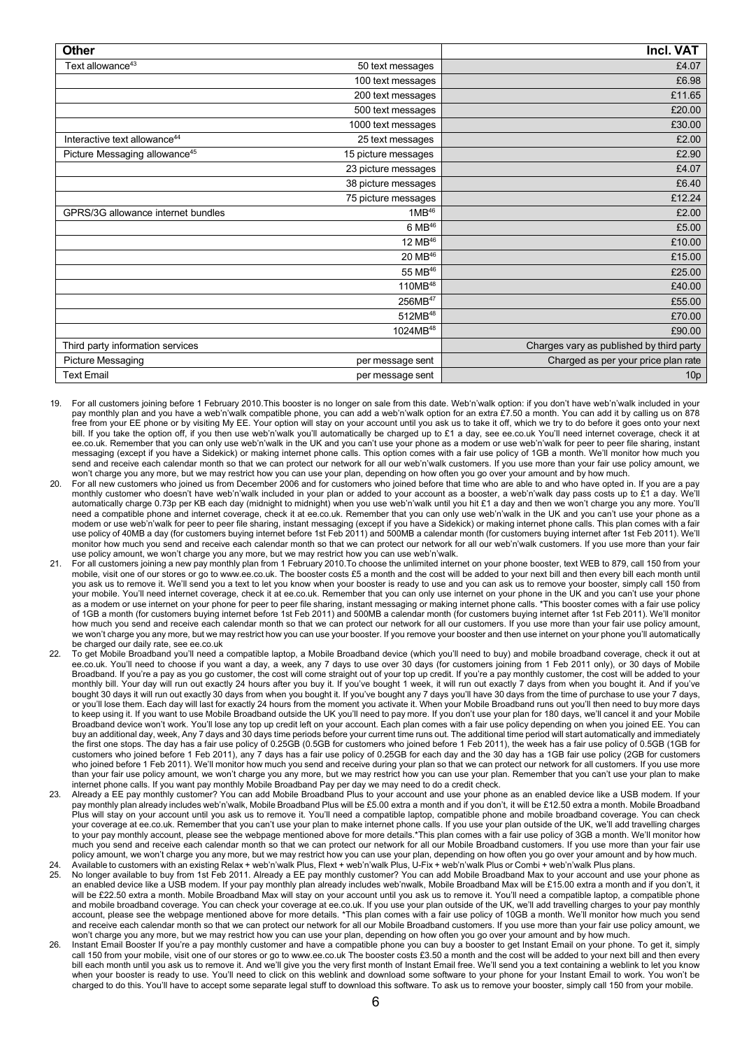| Other | | Incl. VAT |
|---|---|---|
| Text allowance[43] | 50 text messages | £4.07 |
| | 100 text messages | £6.98 |
| | 200 text messages | £11.65 |
| | 500 text messages | £20.00 |
| | 1000 text messages | £30.00 |
| Interactive text allowance[44] | 25 text messages | £2.00 |
| Picture Messaging allowance[45] | 15 picture messages | £2.90 |
| | 23 picture messages | £4.07 |
| | 38 picture messages | £6.40 |
| | 75 picture messages | £12.24 |
| GPRS/3G allowance internet bundles | 1MB[46] | £2.00 |
| | 6 MB[46] | £5.00 |
| | 12 MB[46] | £10.00 |
| | 20 MB[46] | £15.00 |
| | 55 MB[46] | £25.00 |
| | 110MB[48] | £40.00 |
| | 256MB[47] | £55.00 |
| | 512MB[48] | £70.00 |
| | 1024MB[48] | £90.00 |
| Third party information services | | Charges vary as published by third party |
| Picture Messaging | per message sent | Charged as per your price plan rate |
| Text Email | per message sent | 10p |

19. For all customers joining before 1 February 2010.This booster is no longer on sale from this date. Web'n'walk option: if you don't have web'n'walk included in your pay monthly plan and you have a web'n'walk compatible phone, you can add a web'n'walk option for an extra £7.50 a month. You can add it by calling us on 878 free from your EE phone or by visiting My EE. Your option will stay on your account until you ask us to take it off, which we try to do before it goes onto your next bill. If you take the option off, if you then use web'n'walk you'll automatically be charged up to £1 a day, see ee.co.uk You'll need internet coverage, check it at ee.co.uk. Remember that you can only use web'n'walk in the UK and you can't use your phone as a modem or use web'n'walk for peer to peer file sharing, instant messaging (except if you have a Sidekick) or making internet phone calls. This option comes with a fair use policy of 1GB a month. We'll monitor how much you send and receive each calendar month so that we can protect our network for all our web'n'walk customers. If you use more than your fair use policy amount, we won't charge you any more, but we may restrict how you can use your plan, depending on how often you go over your amount and by how much.
20. For all new customers who joined us from December 2006 and for customers who joined before that time who are able to and who have opted in. If you are a pay monthly customer who doesn't have web'n'walk included in your plan or added to your account as a booster, a web'n'walk day pass costs up to £1 a day. We'll automatically charge 0.73p per KB each day (midnight to midnight) when you use web'n'walk until you hit £1 a day and then we won't charge you any more. You'll need a compatible phone and internet coverage, check it at ee.co.uk. Remember that you can only use web'n'walk in the UK and you can't use your phone as a modem or use web'n'walk for peer to peer file sharing, instant messaging (except if you have a Sidekick) or making internet phone calls. This plan comes with a fair use policy of 40MB a day (for customers buying internet before 1st Feb 2011) and 500MB a calendar month (for customers buying internet after 1st Feb 2011). We'll monitor how much you send and receive each calendar month so that we can protect our network for all our web'n'walk customers. If you use more than your fair use policy amount, we won't charge you any more, but we may restrict how you can use web'n'walk.
21. For all customers joining a new pay monthly plan from 1 February 2010.To choose the unlimited internet on your phone booster, text WEB to 879, call 150 from your mobile, visit one of our stores or go to www.ee.co.uk. The booster costs £5 a month and the cost will be added to your next bill and then every bill each month until you ask us to remove it. We'll send you a text to let you know when your booster is ready to use and you can ask us to remove your booster, simply call 150 from your mobile. You'll need internet coverage, check it at ee.co.uk. Remember that you can only use internet on your phone in the UK and you can't use your phone as a modem or use internet on your phone for peer to peer file sharing, instant messaging or making internet phone calls. *This booster comes with a fair use policy of 1GB a month (for customers buying internet before 1st Feb 2011) and 500MB a calendar month (for customers buying internet after 1st Feb 2011). We'll monitor how much you send and receive each calendar month so that we can protect our network for all our customers. If you use more than your fair use policy amount, we won't charge you any more, but we may restrict how you can use your booster. If you remove your booster and then use internet on your phone you'll automatically be charged our daily rate, see ee.co.uk
22. To get Mobile Broadband you'll need a compatible laptop, a Mobile Broadband device (which you'll need to buy) and mobile broadband coverage, check it out at ee.co.uk. You'll need to choose if you want a day, a week, any 7 days to use over 30 days (for customers joining from 1 Feb 2011 only), or 30 days of Mobile Broadband. If you're a pay as you go customer, the cost will come straight out of your top up credit. If you're a pay monthly customer, the cost will be added to your monthly bill. Your day will run out exactly 24 hours after you buy it. If you've bought 1 week, it will run out exactly 7 days from when you bought it. And if you've bought 30 days it will run out exactly 30 days from when you bought it. If you've bought any 7 days you'll have 30 days from the time of purchase to use your 7 days, or you'll lose them. Each day will last for exactly 24 hours from the moment you activate it. When your Mobile Broadband runs out you'll then need to buy more days to keep using it. If you want to use Mobile Broadband outside the UK you'll need to pay more. If you don't use your plan for 180 days, we'll cancel it and your Mobile Broadband device won't work. You'll lose any top up credit left on your account. Each plan comes with a fair use policy depending on when you joined EE. You can buy an additional day, week, Any 7 days and 30 days time periods before your current time runs out. The additional time period will start automatically and immediately the first one stops. The day has a fair use policy of 0.25GB (0.5GB for customers who joined before 1 Feb 2011), the week has a fair use policy of 0.5GB (1GB for customers who joined before 1 Feb 2011), any 7 days has a fair use policy of 0.25GB for each day and the 30 day has a 1GB fair use policy (2GB for customers who joined before 1 Feb 2011). We'll monitor how much you send and receive during your plan so that we can protect our network for all customers. If you use more than your fair use policy amount, we won't charge you any more, but we may restrict how you can use your plan. Remember that you can't use your plan to make internet phone calls. If you want pay monthly Mobile Broadband Pay per day we may need to do a credit check.
23. Already a EE pay monthly customer? You can add Mobile Broadband Plus to your account and use your phone as an enabled device like a USB modem. If your pay monthly plan already includes web'n'walk, Mobile Broadband Plus will be £5.00 extra a month and if you don't, it will be £12.50 extra a month. Mobile Broadband Plus will stay on your account until you ask us to remove it. You'll need a compatible laptop, compatible phone and mobile broadband coverage. You can check your coverage at ee.co.uk. Remember that you can't use your plan to make internet phone calls. If you use your plan outside of the UK, we'll add travelling charges to your pay monthly account, please see the webpage mentioned above for more details.*This plan comes with a fair use policy of 3GB a month. We'll monitor how much you send and receive each calendar month so that we can protect our network for all our Mobile Broadband customers. If you use more than your fair use policy amount, we won't charge you any more, but we may restrict how you can use your plan, depending on how often you go over your amount and by how much.
24. Available to customers with an existing Relax + web'n'walk Plus, Flext + web'n'walk Plus, U-Fix + web'n'walk Plus or Combi + web'n'walk Plus plans.
25. No longer available to buy from 1st Feb 2011. Already a EE pay monthly customer? You can add Mobile Broadband Max to your account and use your phone as an enabled device like a USB modem. If your pay monthly plan already includes web'n'walk, Mobile Broadband Max will be £15.00 extra a month and if you don't, it will be £22.50 extra a month. Mobile Broadband Max will stay on your account until you ask us to remove it. You'll need a compatible laptop, a compatible phone and mobile broadband coverage. You can check your coverage at ee.co.uk. If you use your plan outside of the UK, we'll add travelling charges to your pay monthly account, please see the webpage mentioned above for more details. *This plan comes with a fair use policy of 10GB a month. We'll monitor how much you send and receive each calendar month so that we can protect our network for all our Mobile Broadband customers. If you use more than your fair use policy amount, we won't charge you any more, but we may restrict how you can use your plan, depending on how often you go over your amount and by how much.
26. Instant Email Booster If you're a pay monthly customer and have a compatible phone you can buy a booster to get Instant Email on your phone. To get it, simply call 150 from your mobile, visit one of our stores or go to www.ee.co.uk The booster costs £3.50 a month and the cost will be added to your next bill and then every bill each month until you ask us to remove it. And we'll give you the very first month of Instant Email free. We'll send you a text containing a weblink to let you know when your booster is ready to use. You'll need to click on this weblink and download some software to your phone for your Instant Email to work. You won't be charged to do this. You'll have to accept some separate legal stuff to download this software. To ask us to remove your booster, simply call 150 from your mobile.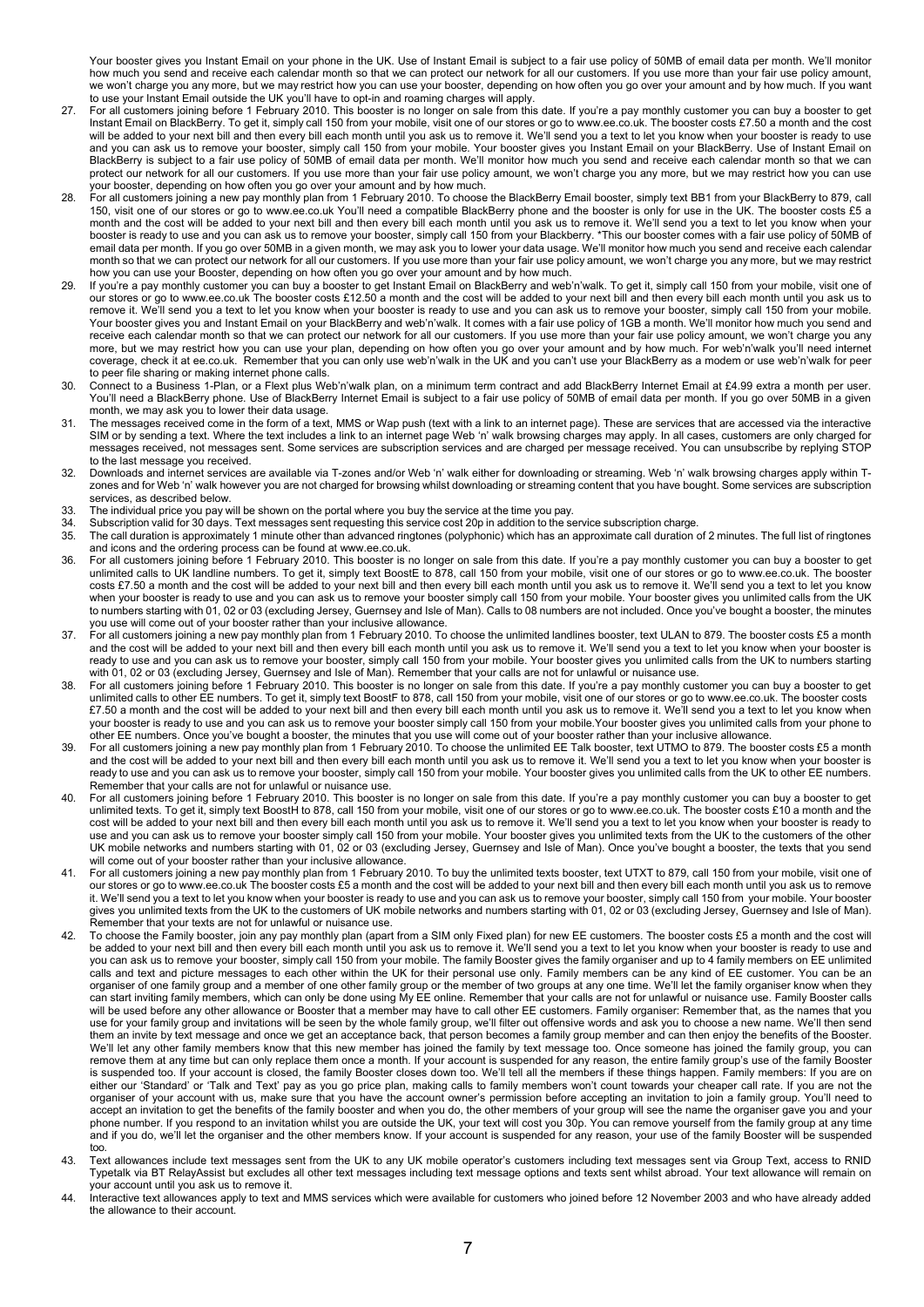Your booster gives you Instant Email on your phone in the UK. Use of Instant Email is subject to a fair use policy of 50MB of email data per month. We'll monitor how much you send and receive each calendar month so that we can protect our network for all our customers. If you use more than your fair use policy amount, we won't charge you any more, but we may restrict how you can use your booster, depending on how often you go over your amount and by how much. If you want to use your Instant Email outside the UK you'll have to opt-in and roaming charges will apply.

27. For all customers joining before 1 February 2010. This booster is no longer on sale from this date. If you're a pay monthly customer you can buy a booster to get Instant Email on BlackBerry. To get it, simply call 150 from your mobile, visit one of our stores or go to www.ee.co.uk. The booster costs £7.50 a month and the cost will be added to your next bill and then every bill each month until you ask us to remove it. We'll send you a text to let you know when your booster is ready to use and you can ask us to remove your booster, simply call 150 from your mobile. Your booster gives you Instant Email on your BlackBerry. Use of Instant Email on BlackBerry is subject to a fair use policy of 50MB of email data per month. We'll monitor how much you send and receive each calendar month so that we can protect our network for all our customers. If you use more than your fair use policy amount, we won't charge you any more, but we may restrict how you can use your booster, depending on how often you go over your amount and by how much.
28. For all customers joining a new pay monthly plan from 1 February 2010. To choose the BlackBerry Email booster, simply text BB1 from your BlackBerry to 879, call 150, visit one of our stores or go to www.ee.co.uk You'll need a compatible BlackBerry phone and the booster is only for use in the UK. The booster costs £5 a month and the cost will be added to your next bill and then every bill each month until you ask us to remove it. We'll send you a text to let you know when your booster is ready to use and you can ask us to remove your booster, simply call 150 from your Blackberry. *This our booster comes with a fair use policy of 50MB of email data per month. If you go over 50MB in a given month, we may ask you to lower your data usage. We'll monitor how much you send and receive each calendar month so that we can protect our network for all our customers. If you use more than your fair use policy amount, we won't charge you any more, but we may restrict how you can use your Booster, depending on how often you go over your amount and by how much.
29. If you're a pay monthly customer you can buy a booster to get Instant Email on BlackBerry and web'n'walk. To get it, simply call 150 from your mobile, visit one of our stores or go to www.ee.co.uk The booster costs £12.50 a month and the cost will be added to your next bill and then every bill each month until you ask us to remove it. We'll send you a text to let you know when your booster is ready to use and you can ask us to remove your booster, simply call 150 from your mobile. Your booster gives you and Instant Email on your BlackBerry and web'n'walk. It comes with a fair use policy of 1GB a month. We'll monitor how much you send and receive each calendar month so that we can protect our network for all our customers. If you use more than your fair use policy amount, we won't charge you any more, but we may restrict how you can use your plan, depending on how often you go over your amount and by how much. For web'n'walk you'll need internet coverage, check it at ee.co.uk. Remember that you can only use web'n'walk in the UK and you can't use your BlackBerry as a modem or use web'n'walk for peer to peer file sharing or making internet phone calls.
30. Connect to a Business 1-Plan, or a Flext plus Web'n'walk plan, on a minimum term contract and add BlackBerry Internet Email at £4.99 extra a month per user. You'll need a BlackBerry phone. Use of BlackBerry Internet Email is subject to a fair use policy of 50MB of email data per month. If you go over 50MB in a given month, we may ask you to lower their data usage.
31. The messages received come in the form of a text, MMS or Wap push (text with a link to an internet page). These are services that are accessed via the interactive SIM or by sending a text. Where the text includes a link to an internet page Web 'n' walk browsing charges may apply. In all cases, customers are only charged for messages received, not messages sent. Some services are subscription services and are charged per message received. You can unsubscribe by replying STOP to the last message you received.
32. Downloads and internet services are available via T-zones and/or Web 'n' walk either for downloading or streaming. Web 'n' walk browsing charges apply within T-zones and for Web 'n' walk however you are not charged for browsing whilst downloading or streaming content that you have bought. Some services are subscription services, as described below.
33. The individual price you pay will be shown on the portal where you buy the service at the time you pay.
34. Subscription valid for 30 days. Text messages sent requesting this service cost 20p in addition to the service subscription charge.
35. The call duration is approximately 1 minute other than advanced ringtones (polyphonic) which has an approximate call duration of 2 minutes. The full list of ringtones and icons and the ordering process can be found at www.ee.co.uk.
36. For all customers joining before 1 February 2010. This booster is no longer on sale from this date. If you're a pay monthly customer you can buy a booster to get unlimited calls to UK landline numbers. To get it, simply text BoostE to 878, call 150 from your mobile, visit one of our stores or go to www.ee.co.uk. The booster costs £7.50 a month and the cost will be added to your next bill and then every bill each month until you ask us to remove it. We'll send you a text to let you know when your booster is ready to use and you can ask us to remove your booster simply call 150 from your mobile. Your booster gives you unlimited calls from the UK to numbers starting with 01, 02 or 03 (excluding Jersey, Guernsey and Isle of Man). Calls to 08 numbers are not included. Once you've bought a booster, the minutes you use will come out of your booster rather than your inclusive allowance.
37. For all customers joining a new pay monthly plan from 1 February 2010. To choose the unlimited landlines booster, text ULAN to 879. The booster costs £5 a month and the cost will be added to your next bill and then every bill each month until you ask us to remove it. We'll send you a text to let you know when your booster is ready to use and you can ask us to remove your booster, simply call 150 from your mobile. Your booster gives you unlimited calls from the UK to numbers starting with 01, 02 or 03 (excluding Jersey, Guernsey and Isle of Man). Remember that your calls are not for unlawful or nuisance use.
38. For all customers joining before 1 February 2010. This booster is no longer on sale from this date. If you're a pay monthly customer you can buy a booster to get unlimited calls to other EE numbers. To get it, simply text BoostF to 878, call 150 from your mobile, visit one of our stores or go to www.ee.co.uk. The booster costs £7.50 a month and the cost will be added to your next bill and then every bill each month until you ask us to remove it. We'll send you a text to let you know when your booster is ready to use and you can ask us to remove your booster simply call 150 from your mobile.Your booster gives you unlimited calls from your phone to other EE numbers. Once you've bought a booster, the minutes that you use will come out of your booster rather than your inclusive allowance.
39. For all customers joining a new pay monthly plan from 1 February 2010. To choose the unlimited EE Talk booster, text UTMO to 879. The booster costs £5 a month and the cost will be added to your next bill and then every bill each month until you ask us to remove it. We'll send you a text to let you know when your booster is ready to use and you can ask us to remove your booster, simply call 150 from your mobile. Your booster gives you unlimited calls from the UK to other EE numbers. Remember that your calls are not for unlawful or nuisance use.
40. For all customers joining before 1 February 2010. This booster is no longer on sale from this date. If you're a pay monthly customer you can buy a booster to get unlimited texts. To get it, simply text BoostH to 878, call 150 from your mobile, visit one of our stores or go to www.ee.co.uk. The booster costs £10 a month and the cost will be added to your next bill and then every bill each month until you ask us to remove it. We'll send you a text to let you know when your booster is ready to use and you can ask us to remove your booster simply call 150 from your mobile. Your booster gives you unlimited texts from the UK to the customers of the other UK mobile networks and numbers starting with 01, 02 or 03 (excluding Jersey, Guernsey and Isle of Man). Once you've bought a booster, the texts that you send will come out of your booster rather than your inclusive allowance.
41. For all customers joining a new pay monthly plan from 1 February 2010. To buy the unlimited texts booster, text UTXT to 879, call 150 from your mobile, visit one of our stores or go to www.ee.co.uk The booster costs £5 a month and the cost will be added to your next bill and then every bill each month until you ask us to remove it. We'll send you a text to let you know when your booster is ready to use and you can ask us to remove your booster, simply call 150 from your mobile. Your booster gives you unlimited texts from the UK to the customers of UK mobile networks and numbers starting with 01, 02 or 03 (excluding Jersey, Guernsey and Isle of Man). Remember that your texts are not for unlawful or nuisance use.
42. To choose the Family booster, join any pay monthly plan (apart from a SIM only Fixed plan) for new EE customers. The booster costs £5 a month and the cost will be added to your next bill and then every bill each month until you ask us to remove it. We'll send you a text to let you know when your booster is ready to use and you can ask us to remove your booster, simply call 150 from your mobile. The family Booster gives the family organiser and up to 4 family members on EE unlimited calls and text and picture messages to each other within the UK for their personal use only. Family members can be any kind of EE customer. You can be an organiser of one family group and a member of one other family group or the member of two groups at any one time. We'll let the family organiser know when they can start inviting family members, which can only be done using My EE online. Remember that your calls are not for unlawful or nuisance use. Family Booster calls will be used before any other allowance or Booster that a member may have to call other EE customers. Family organiser: Remember that, as the names that you use for your family group and invitations will be seen by the whole family group, we'll filter out offensive words and ask you to choose a new name. We'll then send them an invite by text message and once we get an acceptance back, that person becomes a family group member and can then enjoy the benefits of the Booster. We'll let any other family members know that this new member has joined the family by text message too. Once someone has joined the family group, you can remove them at any time but can only replace them once a month. If your account is suspended for any reason, the entire family group's use of the family Booster is suspended too. If your account is closed, the family Booster closes down too. We'll tell all the members if these things happen. Family members: If you are on either our 'Standard' or 'Talk and Text' pay as you go price plan, making calls to family members won't count towards your cheaper call rate. If you are not the organiser of your account with us, make sure that you have the account owner's permission before accepting an invitation to join a family group. You'll need to accept an invitation to get the benefits of the family booster and when you do, the other members of your group will see the name the organiser gave you and your phone number. If you respond to an invitation whilst you are outside the UK, your text will cost you 30p. You can remove yourself from the family group at any time and if you do, we'll let the organiser and the other members know. If your account is suspended for any reason, your use of the family Booster will be suspended too.
43. Text allowances include text messages sent from the UK to any UK mobile operator's customers including text messages sent via Group Text, access to RNID Typetalk via BT RelayAssist but excludes all other text messages including text message options and texts sent whilst abroad. Your text allowance will remain on your account until you ask us to remove it.
44. Interactive text allowances apply to text and MMS services which were available for customers who joined before 12 November 2003 and who have already added the allowance to their account.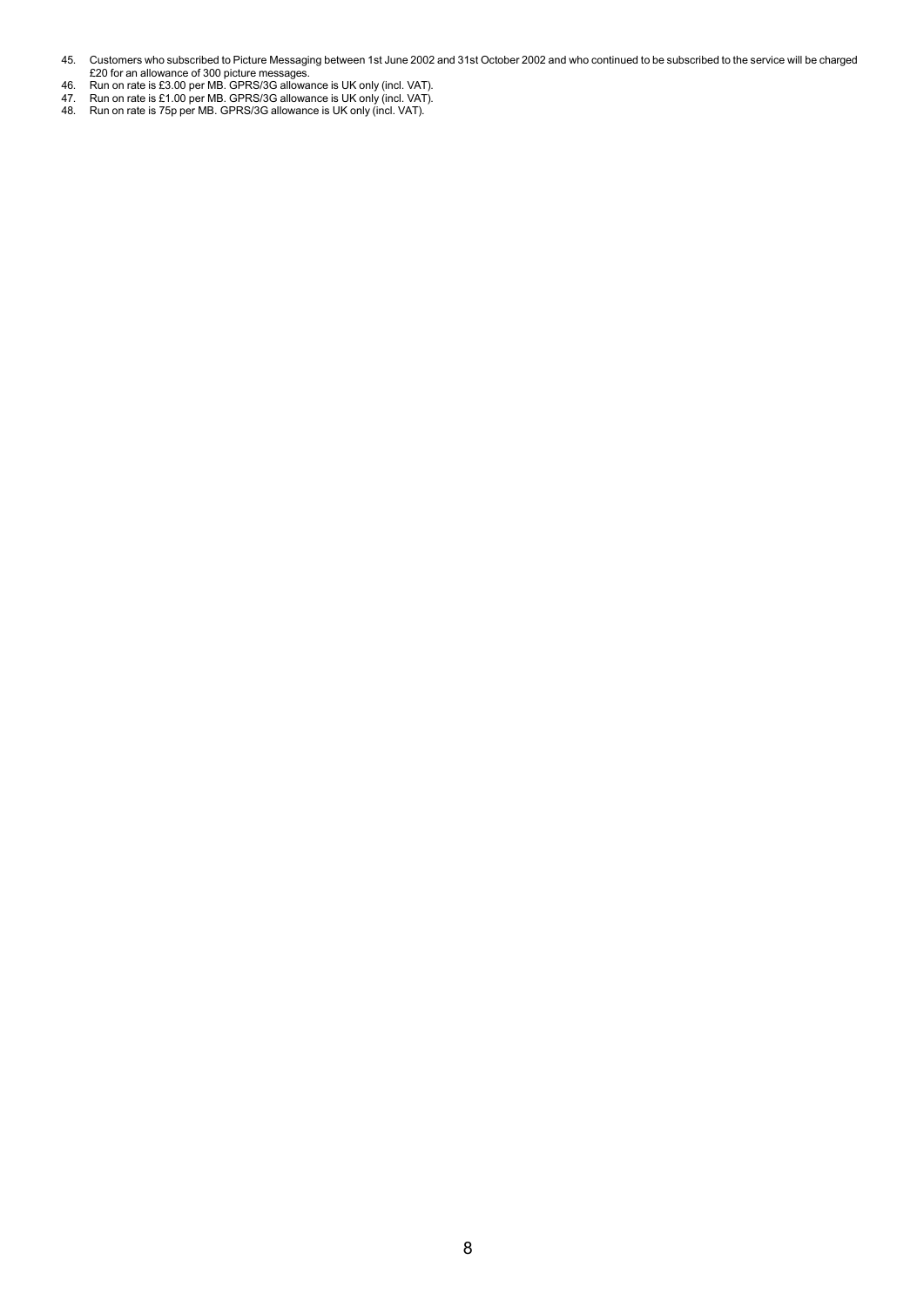45. Customers who subscribed to Picture Messaging between 1st June 2002 and 31st October 2002 and who continued to be subscribed to the service will be charged £20 for an allowance of 300 picture messages.
46. Run on rate is £3.00 per MB. GPRS/3G allowance is UK only (incl. VAT).
47. Run on rate is £1.00 per MB. GPRS/3G allowance is UK only (incl. VAT).
48. Run on rate is 75p per MB. GPRS/3G allowance is UK only (incl. VAT).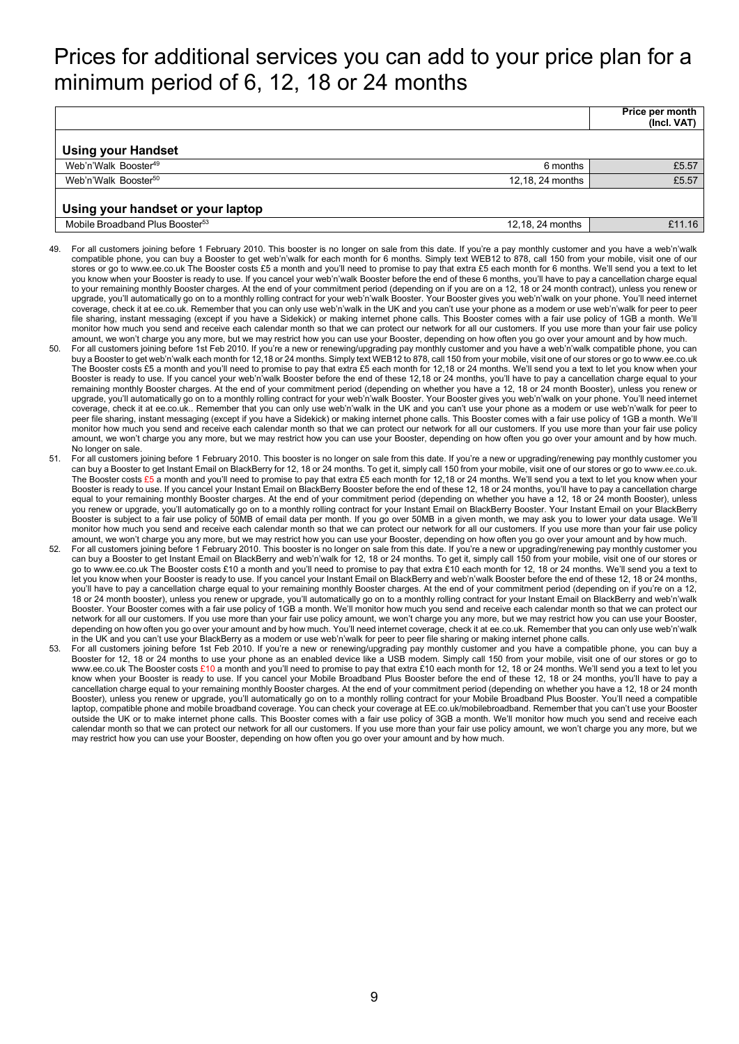# Prices for additional services you can add to your price plan for a minimum period of 6, 12, 18 or 24 months

| | | Price per month (Incl. VAT) |
|---|---|---|
| **Using your Handset** | | |
| Web'n'Walk Booster[49] | 6 months | £5.57 |
| Web'n'Walk Booster[50] | 12,18, 24 months | £5.57 |
| **Using your handset or your laptop** | | |
| Mobile Broadband Plus Booster[53] | 12,18, 24 months | £11.16 |

49. For all customers joining before 1 February 2010. This booster is no longer on sale from this date. If you're a pay monthly customer and you have a web'n'walk compatible phone, you can buy a Booster to get web'n'walk for each month for 6 months. Simply text WEB12 to 878, call 150 from your mobile, visit one of our stores or go to www.ee.co.uk The Booster costs £5 a month and you'll need to promise to pay that extra £5 each month for 6 months. We'll send you a text to let you know when your Booster is ready to use. If you cancel your web'n'walk Booster before the end of these 6 months, you'll have to pay a cancellation charge equal to your remaining monthly Booster charges. At the end of your commitment period (depending on if you are on a 12, 18 or 24 month contract), unless you renew or upgrade, you'll automatically go on to a monthly rolling contract for your web'n'walk Booster. Your Booster gives you web'n'walk on your phone. You'll need internet coverage, check it at ee.co.uk. Remember that you can only use web'n'walk in the UK and you can't use your phone as a modem or use web'n'walk for peer to peer file sharing, instant messaging (except if you have a Sidekick) or making internet phone calls. This Booster comes with a fair use policy of 1GB a month. We'll monitor how much you send and receive each calendar month so that we can protect our network for all our customers. If you use more than your fair use policy amount, we won't charge you any more, but we may restrict how you can use your Booster, depending on how often you go over your amount and by how much.
50. For all customers joining before 1st Feb 2010. If you're a new or renewing/upgrading pay monthly customer and you have a web'n'walk compatible phone, you can buy a Booster to get web'n'walk each month for 12,18 or 24 months. Simply text WEB12 to 878, call 150 from your mobile, visit one of our stores or go to www.ee.co.uk The Booster costs £5 a month and you'll need to promise to pay that extra £5 each month for 12,18 or 24 months. We'll send you a text to let you know when your Booster is ready to use. If you cancel your web'n'walk Booster before the end of these 12,18 or 24 months, you'll have to pay a cancellation charge equal to your remaining monthly Booster charges. At the end of your commitment period (depending on whether you have a 12, 18 or 24 month Booster), unless you renew or upgrade, you'll automatically go on to a monthly rolling contract for your web'n'walk Booster. Your Booster gives you web'n'walk on your phone. You'll need internet coverage, check it at ee.co.uk.. Remember that you can only use web'n'walk in the UK and you can't use your phone as a modem or use web'n'walk for peer to peer file sharing, instant messaging (except if you have a Sidekick) or making internet phone calls. This Booster comes with a fair use policy of 1GB a month. We'll monitor how much you send and receive each calendar month so that we can protect our network for all our customers. If you use more than your fair use policy amount, we won't charge you any more, but we may restrict how you can use your Booster, depending on how often you go over your amount and by how much. No longer on sale.
51. For all customers joining before 1 February 2010. This booster is no longer on sale from this date. If you're a new or upgrading/renewing pay monthly customer you can buy a Booster to get Instant Email on BlackBerry for 12, 18 or 24 months. To get it, simply call 150 from your mobile, visit one of our stores or go to www.ee.co.uk. The Booster costs £5 a month and you'll need to promise to pay that extra £5 each month for 12,18 or 24 months. We'll send you a text to let you know when your Booster is ready to use. If you cancel your Instant Email on BlackBerry Booster before the end of these 12, 18 or 24 months, you'll have to pay a cancellation charge equal to your remaining monthly Booster charges. At the end of your commitment period (depending on whether you have a 12, 18 or 24 month Booster), unless you renew or upgrade, you'll automatically go on to a monthly rolling contract for your Instant Email on BlackBerry Booster. Your Instant Email on your BlackBerry Booster is subject to a fair use policy of 50MB of email data per month. If you go over 50MB in a given month, we may ask you to lower your data usage. We'll monitor how much you send and receive each calendar month so that we can protect our network for all our customers. If you use more than your fair use policy amount, we won't charge you any more, but we may restrict how you can use your Booster, depending on how often you go over your amount and by how much.
52. For all customers joining before 1 February 2010. This booster is no longer on sale from this date. If you're a new or upgrading/renewing pay monthly customer you can buy a Booster to get Instant Email on BlackBerry and web'n'walk for 12, 18 or 24 months. To get it, simply call 150 from your mobile, visit one of our stores or go to www.ee.co.uk The Booster costs £10 a month and you'll need to promise to pay that extra £10 each month for 12, 18 or 24 months. We'll send you a text to let you know when your Booster is ready to use. If you cancel your Instant Email on BlackBerry and web'n'walk Booster before the end of these 12, 18 or 24 months, you'll have to pay a cancellation charge equal to your remaining monthly Booster charges. At the end of your commitment period (depending on if you're on a 12, 18 or 24 month booster), unless you renew or upgrade, you'll automatically go on to a monthly rolling contract for your Instant Email on BlackBerry and web'n'walk Booster. Your Booster comes with a fair use policy of 1GB a month. We'll monitor how much you send and receive each calendar month so that we can protect our network for all our customers. If you use more than your fair use policy amount, we won't charge you any more, but we may restrict how you can use your Booster, depending on how often you go over your amount and by how much. You'll need internet coverage, check it at ee.co.uk. Remember that you can only use web'n'walk in the UK and you can't use your BlackBerry as a modem or use web'n'walk for peer to peer file sharing or making internet phone calls.
53. For all customers joining before 1st Feb 2010. If you're a new or renewing/upgrading pay monthly customer and you have a compatible phone, you can buy a Booster for 12, 18 or 24 months to use your phone as an enabled device like a USB modem. Simply call 150 from your mobile, visit one of our stores or go to www.ee.co.uk The Booster costs £10 a month and you'll need to promise to pay that extra £10 each month for 12, 18 or 24 months. We'll send you a text to let you know when your Booster is ready to use. If you cancel your Mobile Broadband Plus Booster before the end of these 12, 18 or 24 months, you'll have to pay a cancellation charge equal to your remaining monthly Booster charges. At the end of your commitment period (depending on whether you have a 12, 18 or 24 month Booster), unless you renew or upgrade, you'll automatically go on to a monthly rolling contract for your Mobile Broadband Plus Booster. You'll need a compatible laptop, compatible phone and mobile broadband coverage. You can check your coverage at EE.co.uk/mobilebroadband. Remember that you can't use your Booster outside the UK or to make internet phone calls. This Booster comes with a fair use policy of 3GB a month. We'll monitor how much you send and receive each calendar month so that we can protect our network for all our customers. If you use more than your fair use policy amount, we won't charge you any more, but we may restrict how you can use your Booster, depending on how often you go over your amount and by how much.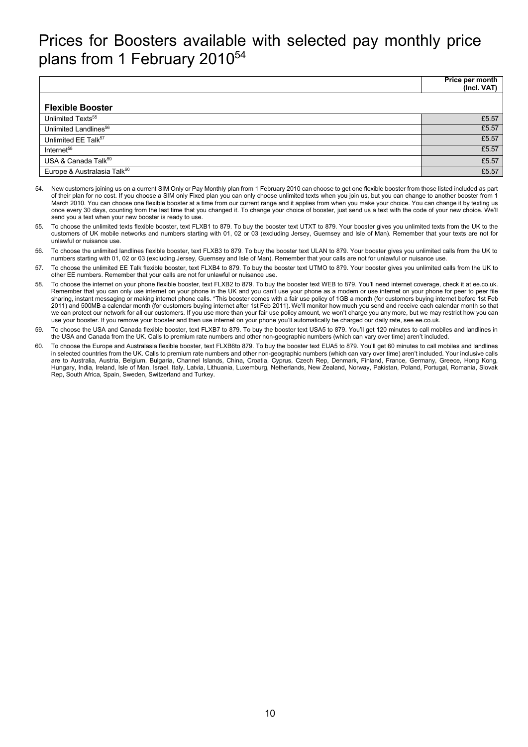# Prices for Boosters available with selected pay monthly price plans from 1 February 2010[54]

| | Price per month (Incl. VAT) |
|---|---|
| **Flexible Booster** | |
| Unlimited Texts[55] | £5.57 |
| Unlimited Landlines[56] | £5.57 |
| Unlimited EE Talk[57] | £5.57 |
| Internet[58] | £5.57 |
| USA & Canada Talk[59] | £5.57 |
| Europe & Australasia Talk[60] | £5.57 |

54. New customers joining us on a current SIM Only or Pay Monthly plan from 1 February 2010 can choose to get one flexible booster from those listed included as part of their plan for no cost. If you choose a SIM only Fixed plan you can only choose unlimited texts when you join us, but you can change to another booster from 1 March 2010. You can choose one flexible booster at a time from our current range and it applies from when you make your choice. You can change it by texting us once every 30 days, counting from the last time that you changed it. To change your choice of booster, just send us a text with the code of your new choice. We'll send you a text when your new booster is ready to use.

55. To choose the unlimited texts flexible booster, text FLXB1 to 879. To buy the booster text UTXT to 879. Your booster gives you unlimited texts from the UK to the customers of UK mobile networks and numbers starting with 01, 02 or 03 (excluding Jersey, Guernsey and Isle of Man). Remember that your texts are not for unlawful or nuisance use.

56. To choose the unlimited landlines flexible booster, text FLXB3 to 879. To buy the booster text ULAN to 879. Your booster gives you unlimited calls from the UK to numbers starting with 01, 02 or 03 (excluding Jersey, Guernsey and Isle of Man). Remember that your calls are not for unlawful or nuisance use.

57. To choose the unlimited EE Talk flexible booster, text FLXB4 to 879. To buy the booster text UTMO to 879. Your booster gives you unlimited calls from the UK to other EE numbers. Remember that your calls are not for unlawful or nuisance use.

58. To choose the internet on your phone flexible booster, text FLXB2 to 879. To buy the booster text WEB to 879. You'll need internet coverage, check it at ee.co.uk. Remember that you can only use internet on your phone in the UK and you can't use your phone as a modem or use internet on your phone for peer to peer file sharing, instant messaging or making internet phone calls. *This booster comes with a fair use policy of 1GB a month (for customers buying internet before 1st Feb 2011) and 500MB a calendar month (for customers buying internet after 1st Feb 2011). We'll monitor how much you send and receive each calendar month so that we can protect our network for all our customers. If you use more than your fair use policy amount, we won't charge you any more, but we may restrict how you can use your booster. If you remove your booster and then use internet on your phone you'll automatically be charged our daily rate, see ee.co.uk.

59. To choose the USA and Canada flexible booster, text FLXB7 to 879. To buy the booster text USA5 to 879. You'll get 120 minutes to call mobiles and landlines in the USA and Canada from the UK. Calls to premium rate numbers and other non-geographic numbers (which can vary over time) aren't included.

60. To choose the Europe and Australasia flexible booster, text FLXB6to 879. To buy the booster text EUA5 to 879. You'll get 60 minutes to call mobiles and landlines in selected countries from the UK. Calls to premium rate numbers and other non-geographic numbers (which can vary over time) aren't included. Your inclusive calls are to Australia, Austria, Belgium, Bulgaria, Channel Islands, China, Croatia, Cyprus, Czech Rep, Denmark, Finland, France, Germany, Greece, Hong Kong, Hungary, India, Ireland, Isle of Man, Israel, Italy, Latvia, Lithuania, Luxemburg, Netherlands, New Zealand, Norway, Pakistan, Poland, Portugal, Romania, Slovak Rep, South Africa, Spain, Sweden, Switzerland and Turkey.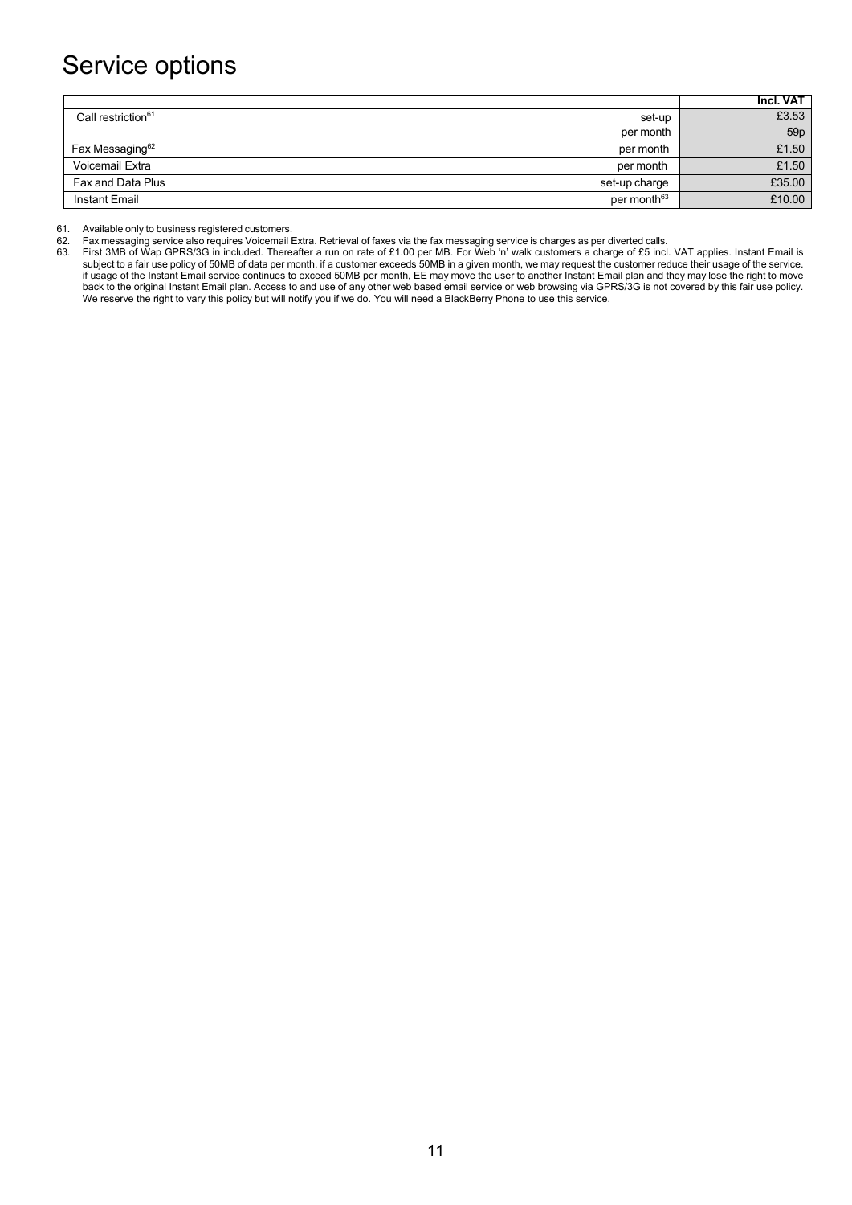# Service options

| | | Incl. VAT |
|---|---|---|
| Call restriction[61] | set-up | £3.53 |
| | per month | 59p |
| Fax Messaging[62] | per month | £1.50 |
| Voicemail Extra | per month | £1.50 |
| Fax and Data Plus | set-up charge | £35.00 |
| Instant Email | per month[63] | £10.00 |

61. Available only to business registered customers.
62. Fax messaging service also requires Voicemail Extra. Retrieval of faxes via the fax messaging service is charges as per diverted calls.
63. First 3MB of Wap GPRS/3G in included. Thereafter a run on rate of £1.00 per MB. For Web 'n' walk customers a charge of £5 incl. VAT applies. Instant Email is subject to a fair use policy of 50MB of data per month. if a customer exceeds 50MB in a given month, we may request the customer reduce their usage of the service. if usage of the Instant Email service continues to exceed 50MB per month, EE may move the user to another Instant Email plan and they may lose the right to move back to the original Instant Email plan. Access to and use of any other web based email service or web browsing via GPRS/3G is not covered by this fair use policy. We reserve the right to vary this policy but will notify you if we do. You will need a BlackBerry Phone to use this service.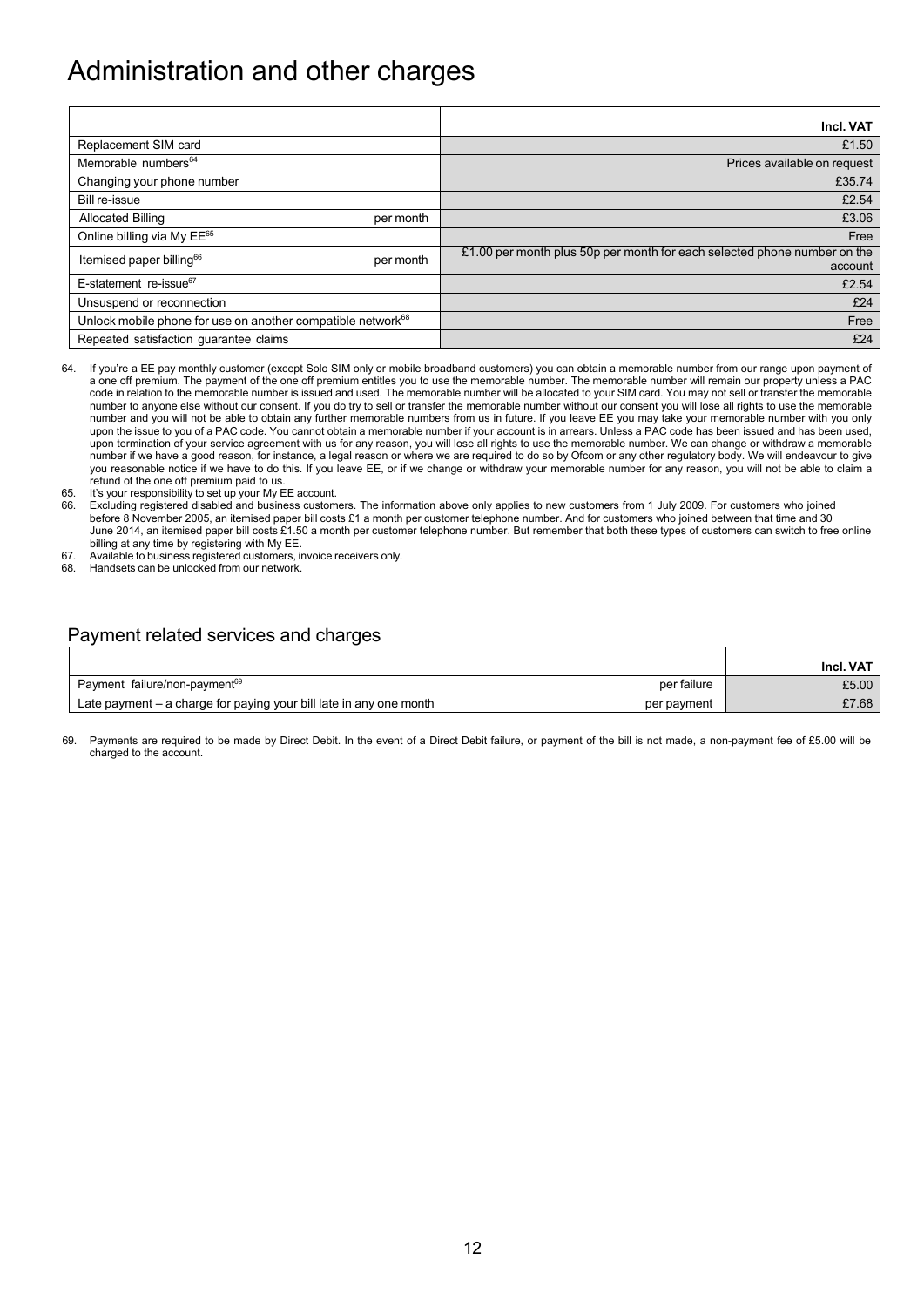# Administration and other charges

| | | Incl. VAT |
|---|---|---|
| Replacement SIM card | | £1.50 |
| Memorable numbers[64] | | Prices available on request |
| Changing your phone number | | £35.74 |
| Bill re-issue | | £2.54 |
| Allocated Billing | per month | £3.06 |
| Online billing via My EE[65] | | Free |
| Itemised paper billing[66] | per month | £1.00 per month plus 50p per month for each selected phone number on the account |
| E-statement re-issue[67] | | £2.54 |
| Unsuspend or reconnection | | £24 |
| Unlock mobile phone for use on another compatible network[68] | | Free |
| Repeated satisfaction guarantee claims | | £24 |

64. If you're a EE pay monthly customer (except Solo SIM only or mobile broadband customers) you can obtain a memorable number from our range upon payment of a one off premium. The payment of the one off premium entitles you to use the memorable number. The memorable number will remain our property unless a PAC code in relation to the memorable number is issued and used. The memorable number will be allocated to your SIM card. You may not sell or transfer the memorable number to anyone else without our consent. If you do try to sell or transfer the memorable number without our consent you will lose all rights to use the memorable number and you will not be able to obtain any further memorable numbers from us in future. If you leave EE you may take your memorable number with you only upon the issue to you of a PAC code. You cannot obtain a memorable number if your account is in arrears. Unless a PAC code has been issued and has been used, upon termination of your service agreement with us for any reason, you will lose all rights to use the memorable number. We can change or withdraw a memorable number if we have a good reason, for instance, a legal reason or where we are required to do so by Ofcom or any other regulatory body. We will endeavour to give you reasonable notice if we have to do this. If you leave EE, or if we change or withdraw your memorable number for any reason, you will not be able to claim a refund of the one off premium paid to us.
65. It's your responsibility to set up your My EE account.
66. Excluding registered disabled and business customers. The information above only applies to new customers from 1 July 2009. For customers who joined before 8 November 2005, an itemised paper bill costs £1 a month per customer telephone number. And for customers who joined between that time and 30 June 2014, an itemised paper bill costs £1.50 a month per customer telephone number. But remember that both these types of customers can switch to free online billing at any time by registering with My EE.
67. Available to business registered customers, invoice receivers only.
68. Handsets can be unlocked from our network.

## Payment related services and charges

| | | Incl. VAT |
|---|---|---|
| Payment failure/non-payment[69] | per failure | £5.00 |
| Late payment – a charge for paying your bill late in any one month | per payment | £7.68 |

69. Payments are required to be made by Direct Debit. In the event of a Direct Debit failure, or payment of the bill is not made, a non-payment fee of £5.00 will be charged to the account.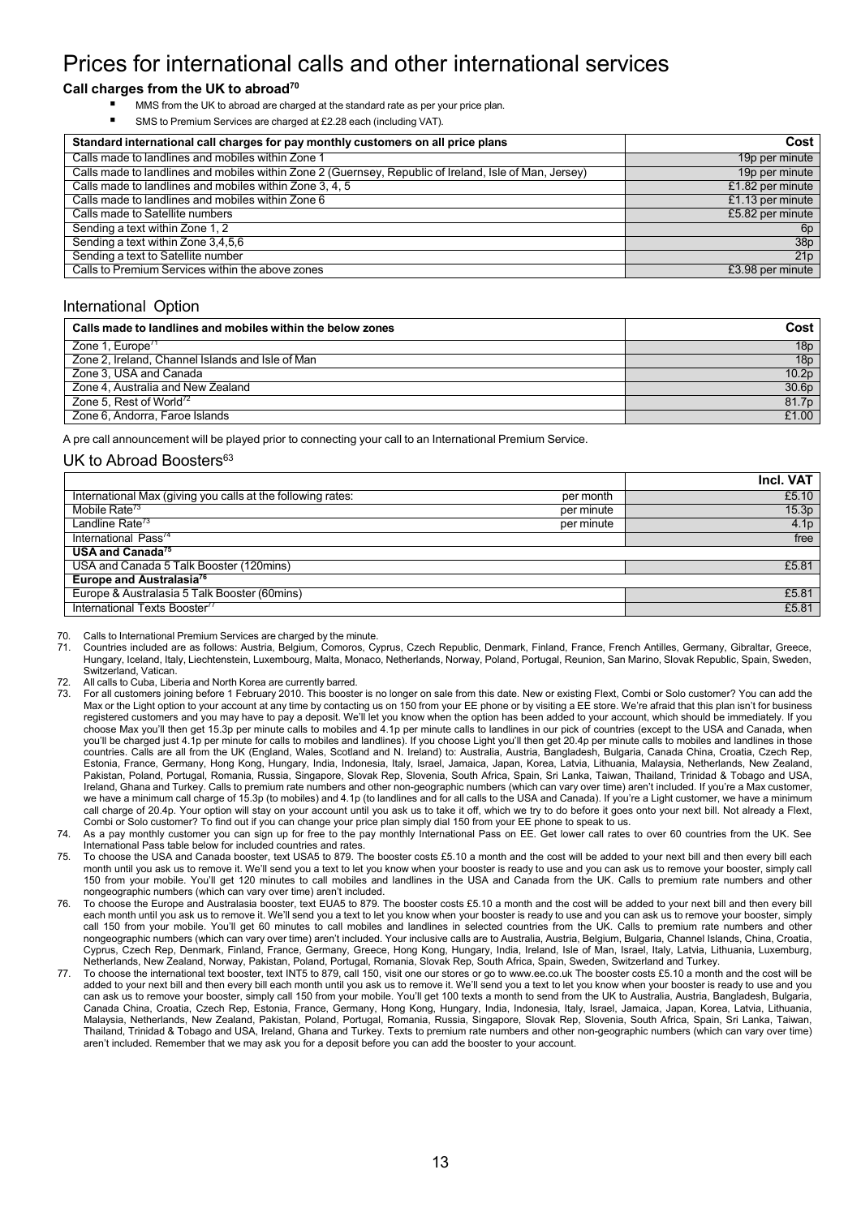# Prices for international calls and other international services

### Call charges from the UK to abroad[70]

- MMS from the UK to abroad are charged at the standard rate as per your price plan.
- SMS to Premium Services are charged at £2.28 each (including VAT).

| Standard international call charges for pay monthly customers on all price plans | Cost |
|---|---|
| Calls made to landlines and mobiles within Zone 1 | 19p per minute |
| Calls made to landlines and mobiles within Zone 2 (Guernsey, Republic of Ireland, Isle of Man, Jersey) | 19p per minute |
| Calls made to landlines and mobiles within Zone 3, 4, 5 | £1.82 per minute |
| Calls made to landlines and mobiles within Zone 6 | £1.13 per minute |
| Calls made to Satellite numbers | £5.82 per minute |
| Sending a text within Zone 1, 2 | 6p |
| Sending a text within Zone 3,4,5,6 | 38p |
| Sending a text to Satellite number | 21p |
| Calls to Premium Services within the above zones | £3.98 per minute |

## International Option

| Calls made to landlines and mobiles within the below zones | Cost |
|---|---|
| Zone 1, Europe[71] | 18p |
| Zone 2, Ireland, Channel Islands and Isle of Man | 18p |
| Zone 3, USA and Canada | 10.2p |
| Zone 4, Australia and New Zealand | 30.6p |
| Zone 5, Rest of World[72] | 81.7p |
| Zone 6, Andorra, Faroe Islands | £1.00 |

A pre call announcement will be played prior to connecting your call to an International Premium Service.

## UK to Abroad Boosters[63]

| | | Incl. VAT |
|---|---|---|
| International Max (giving you calls at the following rates: | per month | £5.10 |
| Mobile Rate[73] | per minute | 15.3p |
| Landline Rate[73] | per minute | 4.1p |
| International Pass[74] | | free |
| **USA and Canada[75]** | | |
| USA and Canada 5 Talk Booster (120mins) | | £5.81 |
| **Europe and Australasia[76]** | | |
| Europe & Australasia 5 Talk Booster (60mins) | | £5.81 |
| International Texts Booster[77] | | £5.81 |

70. Calls to International Premium Services are charged by the minute.
71. Countries included are as follows: Austria, Belgium, Comoros, Cyprus, Czech Republic, Denmark, Finland, France, French Antilles, Germany, Gibraltar, Greece, Hungary, Iceland, Italy, Liechtenstein, Luxembourg, Malta, Monaco, Netherlands, Norway, Poland, Portugal, Reunion, San Marino, Slovak Republic, Spain, Sweden, Switzerland, Vatican.
72. All calls to Cuba, Liberia and North Korea are currently barred.
73. For all customers joining before 1 February 2010. This booster is no longer on sale from this date. New or existing Flext, Combi or Solo customer? You can add the Max or the Light option to your account at any time by contacting us on 150 from your EE phone or by visiting a EE store. We're afraid that this plan isn't for business registered customers and you may have to pay a deposit. We'll let you know when the option has been added to your account, which should be immediately. If you choose Max you'll then get 15.3p per minute calls to mobiles and 4.1p per minute calls to landlines in our pick of countries (except to the USA and Canada, when you'll be charged just 4.1p per minute for calls to mobiles and landlines). If you choose Light you'll then get 20.4p per minute calls to mobiles and landlines in those countries. Calls are all from the UK (England, Wales, Scotland and N. Ireland) to: Australia, Austria, Bangladesh, Bulgaria, Canada China, Croatia, Czech Rep, Estonia, France, Germany, Hong Kong, Hungary, India, Indonesia, Italy, Israel, Jamaica, Japan, Korea, Latvia, Lithuania, Malaysia, Netherlands, New Zealand, Pakistan, Poland, Portugal, Romania, Russia, Singapore, Slovak Rep, Slovenia, South Africa, Spain, Sri Lanka, Taiwan, Thailand, Trinidad & Tobago and USA, Ireland, Ghana and Turkey. Calls to premium rate numbers and other non-geographic numbers (which can vary over time) aren't included. If you're a Max customer, we have a minimum call charge of 15.3p (to mobiles) and 4.1p (to landlines and for all calls to the USA and Canada). If you're a Light customer, we have a minimum call charge of 20.4p. Your option will stay on your account until you ask us to take it off, which we try to do before it goes onto your next bill. Not already a Flext, Combi or Solo customer? To find out if you can change your price plan simply dial 150 from your EE phone to speak to us.
74. As a pay monthly customer you can sign up for free to the pay monthly International Pass on EE. Get lower call rates to over 60 countries from the UK. See International Pass table below for included countries and rates.
75. To choose the USA and Canada booster, text USA5 to 879. The booster costs £5.10 a month and the cost will be added to your next bill and then every bill each month until you ask us to remove it. We'll send you a text to let you know when your booster is ready to use and you can ask us to remove your booster, simply call 150 from your mobile. You'll get 120 minutes to call mobiles and landlines in the USA and Canada from the UK. Calls to premium rate numbers and other nongeographic numbers (which can vary over time) aren't included.
76. To choose the Europe and Australasia booster, text EUA5 to 879. The booster costs £5.10 a month and the cost will be added to your next bill and then every bill each month until you ask us to remove it. We'll send you a text to let you know when your booster is ready to use and you can ask us to remove your booster, simply call 150 from your mobile. You'll get 60 minutes to call mobiles and landlines in selected countries from the UK. Calls to premium rate numbers and other nongeographic numbers (which can vary over time) aren't included. Your inclusive calls are to Australia, Austria, Belgium, Bulgaria, Channel Islands, China, Croatia, Cyprus, Czech Rep, Denmark, Finland, France, Germany, Greece, Hong Kong, Hungary, India, Ireland, Isle of Man, Israel, Italy, Latvia, Lithuania, Luxemburg, Netherlands, New Zealand, Norway, Pakistan, Poland, Portugal, Romania, Slovak Rep, South Africa, Spain, Sweden, Switzerland and Turkey.
77. To choose the international text booster, text INT5 to 879, call 150, visit one our stores or go to www.ee.co.uk The booster costs £5.10 a month and the cost will be added to your next bill and then every bill each month until you ask us to remove it. We'll send you a text to let you know when your booster is ready to use and you can ask us to remove your booster, simply call 150 from your mobile. You'll get 100 texts a month to send from the UK to Australia, Austria, Bangladesh, Bulgaria, Canada China, Croatia, Czech Rep, Estonia, France, Germany, Hong Kong, Hungary, India, Indonesia, Italy, Israel, Jamaica, Japan, Korea, Latvia, Lithuania, Malaysia, Netherlands, New Zealand, Pakistan, Poland, Portugal, Romania, Russia, Singapore, Slovak Rep, Slovenia, South Africa, Spain, Sri Lanka, Taiwan, Thailand, Trinidad & Tobago and USA, Ireland, Ghana and Turkey. Texts to premium rate numbers and other non-geographic numbers (which can vary over time) aren't included. Remember that we may ask you for a deposit before you can add the booster to your account.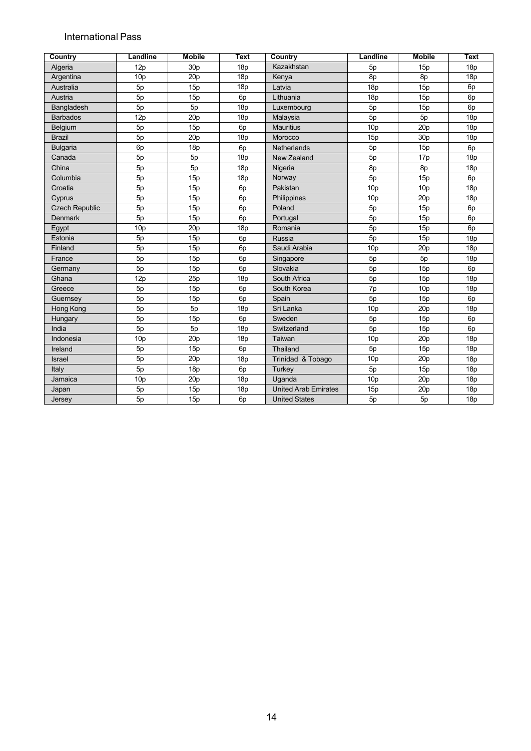International Pass

| Country | Landline | Mobile | Text | Country | Landline | Mobile | Text |
|---|---|---|---|---|---|---|---|
| Algeria | 12p | 30p | 18p | Kazakhstan | 5p | 15p | 18p |
| Argentina | 10p | 20p | 18p | Kenya | 8p | 8p | 18p |
| Australia | 5p | 15p | 18p | Latvia | 18p | 15p | 6p |
| Austria | 5p | 15p | 6p | Lithuania | 18p | 15p | 6p |
| Bangladesh | 5p | 5p | 18p | Luxembourg | 5p | 15p | 6p |
| Barbados | 12p | 20p | 18p | Malaysia | 5p | 5p | 18p |
| Belgium | 5p | 15p | 6p | Mauritius | 10p | 20p | 18p |
| Brazil | 5p | 20p | 18p | Morocco | 15p | 30p | 18p |
| Bulgaria | 6p | 18p | 6p | Netherlands | 5p | 15p | 6p |
| Canada | 5p | 5p | 18p | New Zealand | 5p | 17p | 18p |
| China | 5p | 5p | 18p | Nigeria | 8p | 8p | 18p |
| Columbia | 5p | 15p | 18p | Norway | 5p | 15p | 6p |
| Croatia | 5p | 15p | 6p | Pakistan | 10p | 10p | 18p |
| Cyprus | 5p | 15p | 6p | Philippines | 10p | 20p | 18p |
| Czech Republic | 5p | 15p | 6p | Poland | 5p | 15p | 6p |
| Denmark | 5p | 15p | 6p | Portugal | 5p | 15p | 6p |
| Egypt | 10p | 20p | 18p | Romania | 5p | 15p | 6p |
| Estonia | 5p | 15p | 6p | Russia | 5p | 15p | 18p |
| Finland | 5p | 15p | 6p | Saudi Arabia | 10p | 20p | 18p |
| France | 5p | 15p | 6p | Singapore | 5p | 5p | 18p |
| Germany | 5p | 15p | 6p | Slovakia | 5p | 15p | 6p |
| Ghana | 12p | 25p | 18p | South Africa | 5p | 15p | 18p |
| Greece | 5p | 15p | 6p | South Korea | 7p | 10p | 18p |
| Guernsey | 5p | 15p | 6p | Spain | 5p | 15p | 6p |
| Hong Kong | 5p | 5p | 18p | Sri Lanka | 10p | 20p | 18p |
| Hungary | 5p | 15p | 6p | Sweden | 5p | 15p | 6p |
| India | 5p | 5p | 18p | Switzerland | 5p | 15p | 6p |
| Indonesia | 10p | 20p | 18p | Taiwan | 10p | 20p | 18p |
| Ireland | 5p | 15p | 6p | Thailand | 5p | 15p | 18p |
| Israel | 5p | 20p | 18p | Trinidad & Tobago | 10p | 20p | 18p |
| Italy | 5p | 18p | 6p | Turkey | 5p | 15p | 18p |
| Jamaica | 10p | 20p | 18p | Uganda | 10p | 20p | 18p |
| Japan | 5p | 15p | 18p | United Arab Emirates | 15p | 20p | 18p |
| Jersey | 5p | 15p | 6p | United States | 5p | 5p | 18p |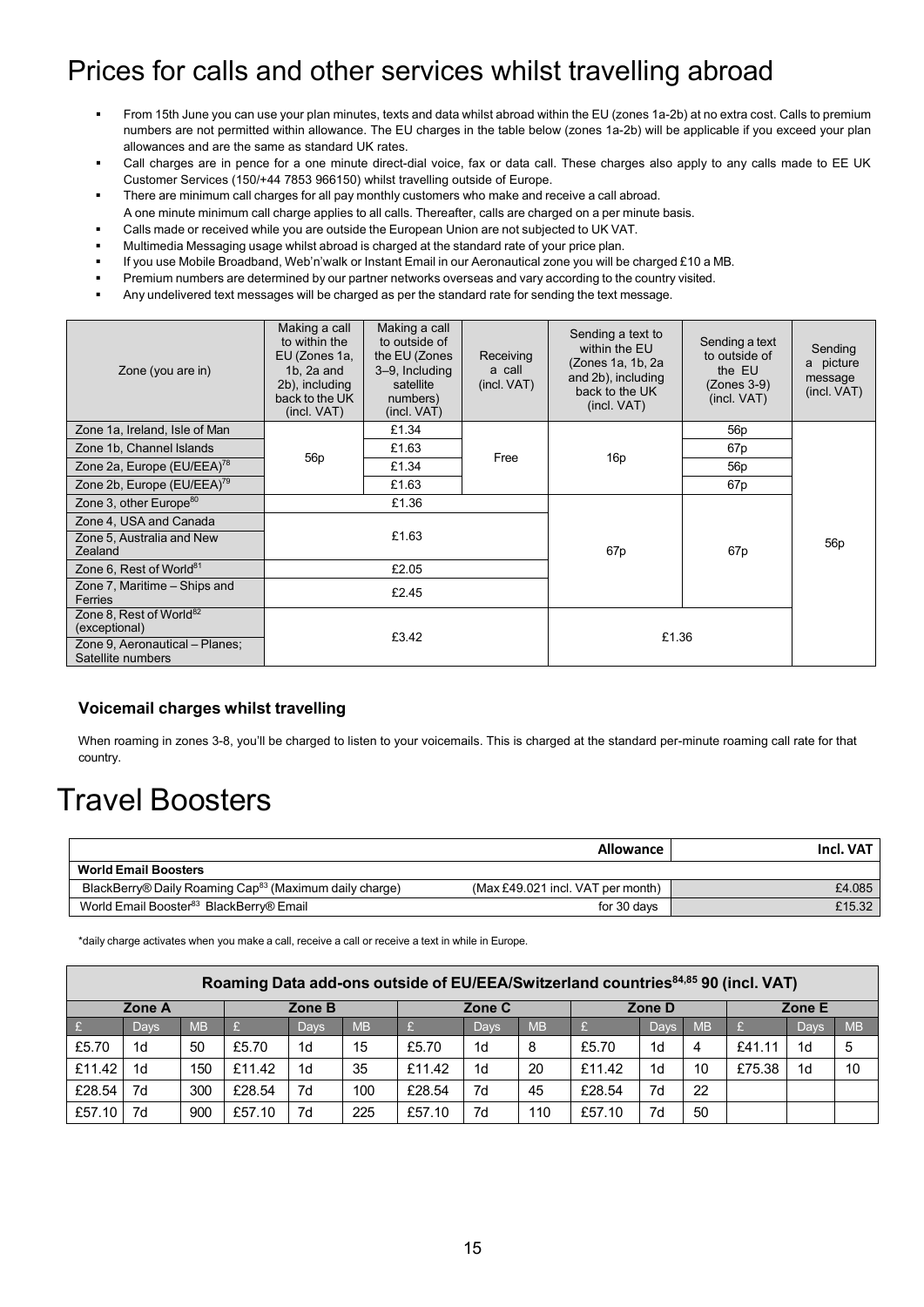# Prices for calls and other services whilst travelling abroad

- From 15th June you can use your plan minutes, texts and data whilst abroad within the EU (zones 1a-2b) at no extra cost. Calls to premium numbers are not permitted within allowance. The EU charges in the table below (zones 1a-2b) will be applicable if you exceed your plan allowances and are the same as standard UK rates.
- Call charges are in pence for a one minute direct-dial voice, fax or data call. These charges also apply to any calls made to EE UK Customer Services (150/+44 7853 966150) whilst travelling outside of Europe.
- There are minimum call charges for all pay monthly customers who make and receive a call abroad.
  A one minute minimum call charge applies to all calls. Thereafter, calls are charged on a per minute basis.
- Calls made or received while you are outside the European Union are not subjected to UK VAT.
- Multimedia Messaging usage whilst abroad is charged at the standard rate of your price plan.
- If you use Mobile Broadband, Web'n'walk or Instant Email in our Aeronautical zone you will be charged £10 a MB.
- Premium numbers are determined by our partner networks overseas and vary according to the country visited.
- Any undelivered text messages will be charged as per the standard rate for sending the text message.

| Zone (you are in) | Making a call to within the EU (Zones 1a, 1b, 2a and 2b), including back to the UK (incl. VAT) | Making a call to outside of the EU (Zones 3–9, Including satellite numbers) (incl. VAT) | Receiving a call (incl. VAT) | Sending a text to within the EU (Zones 1a, 1b, 2a and 2b), including back to the UK (incl. VAT) | Sending a text to outside of the EU (Zones 3-9) (incl. VAT) | Sending a picture message (incl. VAT) |
|---|---|---|---|---|---|---|
| Zone 1a, Ireland, Isle of Man | 56p | £1.34 | Free | 16p | 56p | 56p |
| Zone 1b, Channel Islands | | £1.63 | | | 67p | |
| Zone 2a, Europe (EU/EEA)[78] | | £1.34 | | | 56p | |
| Zone 2b, Europe (EU/EEA)[79] | | £1.63 | | | 67p | |
| Zone 3, other Europe[80] | £1.36 | | | 67p | 67p | |
| Zone 4, USA and Canada | £1.63 | | | | | |
| Zone 5, Australia and New Zealand | | | | | | |
| Zone 6, Rest of World[81] | £2.05 | | | | | |
| Zone 7, Maritime – Ships and Ferries | £2.45 | | | | | |
| Zone 8, Rest of World[82] (exceptional) | £3.42 | | | £1.36 | | |
| Zone 9, Aeronautical – Planes; Satellite numbers | | | | | | |

### Voicemail charges whilst travelling

When roaming in zones 3-8, you'll be charged to listen to your voicemails. This is charged at the standard per-minute roaming call rate for that country.

# Travel Boosters

| | Allowance | Incl. VAT |
|---|---|---|
| **World Email Boosters** | | |
| BlackBerry® Daily Roaming Cap[83] (Maximum daily charge) | (Max £49.021 incl. VAT per month) | £4.085 |
| World Email Booster[83] BlackBerry® Email | for 30 days | £15.32 |

*daily charge activates when you make a call, receive a call or receive a text in while in Europe.

| **Roaming Data add-ons outside of EU/EEA/Switzerland countries[84,85] 90 (incl. VAT)** | | | | | | | | | | | | | | |
|---|---|---|---|---|---|---|---|---|---|---|---|---|---|---|
| Zone A | | | Zone B | | | Zone C | | | Zone D | | | Zone E | | |
| £ | Days | MB | £ | Days | MB | £ | Days | MB | £ | Days | MB | £ | Days | MB |
| £5.70 | 1d | 50 | £5.70 | 1d | 15 | £5.70 | 1d | 8 | £5.70 | 1d | 4 | £41.11 | 1d | 5 |
| £11.42 | 1d | 150 | £11.42 | 1d | 35 | £11.42 | 1d | 20 | £11.42 | 1d | 10 | £75.38 | 1d | 10 |
| £28.54 | 7d | 300 | £28.54 | 7d | 100 | £28.54 | 7d | 45 | £28.54 | 7d | 22 | | | |
| £57.10 | 7d | 900 | £57.10 | 7d | 225 | £57.10 | 7d | 110 | £57.10 | 7d | 50 | | | |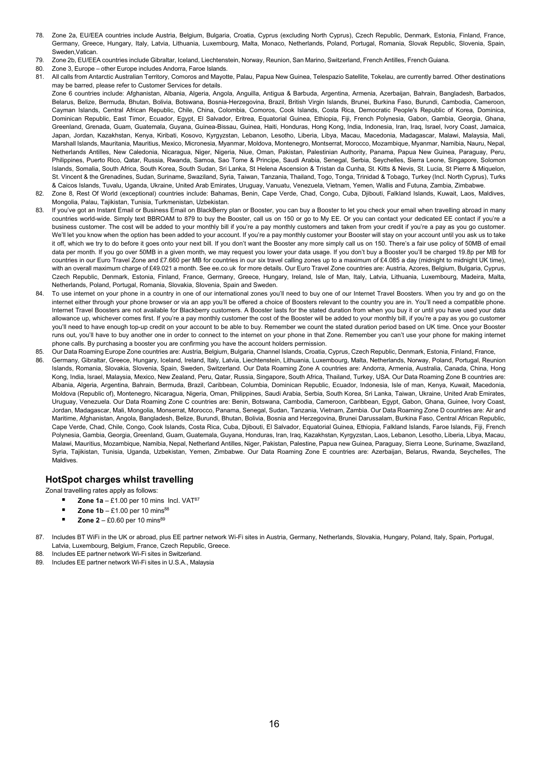78. Zone 2a, EU/EEA countries include Austria, Belgium, Bulgaria, Croatia, Cyprus (excluding North Cyprus), Czech Republic, Denmark, Estonia, Finland, France, Germany, Greece, Hungary, Italy, Latvia, Lithuania, Luxembourg, Malta, Monaco, Netherlands, Poland, Portugal, Romania, Slovak Republic, Slovenia, Spain, Sweden,Vatican.
79. Zone 2b, EU/EEA countries include Gibraltar, Iceland, Liechtenstein, Norway, Reunion, San Marino, Switzerland, French Antilles, French Guiana.
80. Zone 3, Europe – other Europe includes Andorra, Faroe Islands.
81. All calls from Antarctic Australian Territory, Comoros and Mayotte, Palau, Papua New Guinea, Telespazio Satellite, Tokelau, are currently barred. Other destinations may be barred, please refer to Customer Services for details.
    Zone 6 countries include: Afghanistan, Albania, Algeria, Angola, Anguilla, Antigua & Barbuda, Argentina, Armenia, Azerbaijan, Bahrain, Bangladesh, Barbados, Belarus, Belize, Bermuda, Bhutan, Bolivia, Botswana, Bosnia-Herzegovina, Brazil, British Virgin Islands, Brunei, Burkina Faso, Burundi, Cambodia, Cameroon, Cayman Islands, Central African Republic, Chile, China, Colombia, Comoros, Cook Islands, Costa Rica, Democratic People's Republic of Korea, Dominica, Dominican Republic, East Timor, Ecuador, Egypt, El Salvador, Eritrea, Equatorial Guinea, Ethiopia, Fiji, French Polynesia, Gabon, Gambia, Georgia, Ghana, Greenland, Grenada, Guam, Guatemala, Guyana, Guinea-Bissau, Guinea, Haiti, Honduras, Hong Kong, India, Indonesia, Iran, Iraq, Israel, Ivory Coast, Jamaica, Japan, Jordan, Kazakhstan, Kenya, Kiribati, Kosovo, Kyrgyzstan, Lebanon, Lesotho, Liberia, Libya, Macau, Macedonia, Madagascar, Malawi, Malaysia, Mali, Marshall Islands, Mauritania, Mauritius, Mexico, Micronesia, Myanmar, Moldova, Montenegro, Montserrat, Morocco, Mozambique, Myanmar, Namibia, Nauru, Nepal, Netherlands Antilles, New Caledonia, Nicaragua, Niger, Nigeria, Niue, Oman, Pakistan, Palestinian Authority, Panama, Papua New Guinea, Paraguay, Peru, Philippines, Puerto Rico, Qatar, Russia, Rwanda, Samoa, Sao Tome & Principe, Saudi Arabia, Senegal, Serbia, Seychelles, Sierra Leone, Singapore, Solomon Islands, Somalia, South Africa, South Korea, South Sudan, Sri Lanka, St Helena Ascension & Tristan da Cunha, St. Kitts & Nevis, St. Lucia, St Pierre & Miquelon, St. Vincent & the Grenadines, Sudan, Suriname, Swaziland, Syria, Taiwan, Tanzania, Thailand, Togo, Tonga, Trinidad & Tobago, Turkey (Incl. North Cyprus), Turks & Caicos Islands, Tuvalu, Uganda, Ukraine, United Arab Emirates, Uruguay, Vanuatu, Venezuela, Vietnam, Yemen, Wallis and Futuna, Zambia, Zimbabwe.
82. Zone 8, Rest Of World (exceptional) countries include: Bahamas, Benin, Cape Verde, Chad, Congo, Cuba, Djibouti, Falkland Islands, Kuwait, Laos, Maldives, Mongolia, Palau, Tajikistan, Tunisia, Turkmenistan, Uzbekistan.
83. If you've got an Instant Email or Business Email on BlackBerry plan or Booster, you can buy a Booster to let you check your email when travelling abroad in many countries world-wide. Simply text BBROAM to 879 to buy the Booster, call us on 150 or go to My EE. Or you can contact your dedicated EE contact if you're a business customer. The cost will be added to your monthly bill if you're a pay monthly customers and taken from your credit if you're a pay as you go customer. We'll let you know when the option has been added to your account. If you're a pay monthly customer your Booster will stay on your account until you ask us to take it off, which we try to do before it goes onto your next bill. If you don't want the Booster any more simply call us on 150. There's a fair use policy of 50MB of email data per month. If you go over 50MB in a given month, we may request you lower your data usage. If you don't buy a Booster you'll be charged 19.8p per MB for countries in our Euro Travel Zone and £7.660 per MB for countries in our six travel calling zones up to a maximum of £4.085 a day (midnight to midnight UK time), with an overall maximum charge of £49.021 a month. See ee.co.uk for more details. Our Euro Travel Zone countries are: Austria, Azores, Belgium, Bulgaria, Cyprus, Czech Republic, Denmark, Estonia, Finland, France, Germany, Greece, Hungary, Ireland, Isle of Man, Italy, Latvia, Lithuania, Luxembourg, Madeira, Malta, Netherlands, Poland, Portugal, Romania, Slovakia, Slovenia, Spain and Sweden.
84. To use internet on your phone in a country in one of our international zones you'll need to buy one of our Internet Travel Boosters. When you try and go on the internet either through your phone browser or via an app you'll be offered a choice of Boosters relevant to the country you are in. You'll need a compatible phone. Internet Travel Boosters are not available for Blackberry customers. A Booster lasts for the stated duration from when you buy it or until you have used your data allowance up, whichever comes first. If you're a pay monthly customer the cost of the Booster will be added to your monthly bill, if you're a pay as you go customer you'll need to have enough top-up credit on your account to be able to buy. Remember we count the stated duration period based on UK time. Once your Booster runs out, you'll have to buy another one in order to connect to the internet on your phone in that Zone. Remember you can't use your phone for making internet phone calls. By purchasing a booster you are confirming you have the account holders permission.
85. Our Data Roaming Europe Zone countries are: Austria, Belgium, Bulgaria, Channel Islands, Croatia, Cyprus, Czech Republic, Denmark, Estonia, Finland, France,
86. Germany, Gibraltar, Greece, Hungary, Iceland, Ireland, Italy, Latvia, Liechtenstein, Lithuania, Luxembourg, Malta, Netherlands, Norway, Poland, Portugal, Reunion Islands, Romania, Slovakia, Slovenia, Spain, Sweden, Switzerland. Our Data Roaming Zone A countries are: Andorra, Armenia, Australia, Canada, China, Hong Kong, India, Israel, Malaysia, Mexico, New Zealand, Peru, Qatar, Russia, Singapore, South Africa, Thailand, Turkey, USA. Our Data Roaming Zone B countries are: Albania, Algeria, Argentina, Bahrain, Bermuda, Brazil, Caribbean, Columbia, Dominican Republic, Ecuador, Indonesia, Isle of man, Kenya, Kuwait, Macedonia, Moldova (Republic of), Montenegro, Nicaragua, Nigeria, Oman, Philippines, Saudi Arabia, Serbia, South Korea, Sri Lanka, Taiwan, Ukraine, United Arab Emirates, Uruguay, Venezuela. Our Data Roaming Zone C countries are: Benin, Botswana, Cambodia, Cameroon, Caribbean, Egypt, Gabon, Ghana, Guinee, Ivory Coast, Jordan, Madagascar, Mali, Mongolia, Monserrat, Morocco, Panama, Senegal, Sudan, Tanzania, Vietnam, Zambia. Our Data Roaming Zone D countries are: Air and Maritime, Afghanistan, Angola, Bangladesh, Belize, Burundi, Bhutan, Bolivia, Bosnia and Herzegovina, Brunei Darussalam, Burkina Faso, Central African Republic, Cape Verde, Chad, Chile, Congo, Cook Islands, Costa Rica, Cuba, Djibouti, El Salvador, Equatorial Guinea, Ethiopia, Falkland Islands, Faroe Islands, Fiji, French Polynesia, Gambia, Georgia, Greenland, Guam, Guatemala, Guyana, Honduras, Iran, Iraq, Kazakhstan, Kyrgyzstan, Laos, Lebanon, Lesotho, Liberia, Libya, Macau, Malawi, Mauritius, Mozambique, Namibia, Nepal, Netherland Antilles, Niger, Pakistan, Palestine, Papua new Guinea, Paraguay, Sierra Leone, Suriname, Swaziland, Syria, Tajikistan, Tunisia, Uganda, Uzbekistan, Yemen, Zimbabwe. Our Data Roaming Zone E countries are: Azerbaijan, Belarus, Rwanda, Seychelles, The Maldives.

## HotSpot charges whilst travelling

Zonal travelling rates apply as follows:

- **Zone 1a** – £1.00 per 10 mins Incl. VAT[87]
- **Zone 1b** – £1.00 per 10 mins[88]
- **Zone 2** – £0.60 per 10 mins[89]

87. Includes BT WiFi in the UK or abroad, plus EE partner network Wi-Fi sites in Austria, Germany, Netherlands, Slovakia, Hungary, Poland, Italy, Spain, Portugal, Latvia, Luxembourg, Belgium, France, Czech Republic, Greece.
88. Includes EE partner network Wi-Fi sites in Switzerland.
89. Includes EE partner network Wi-Fi sites in U.S.A., Malaysia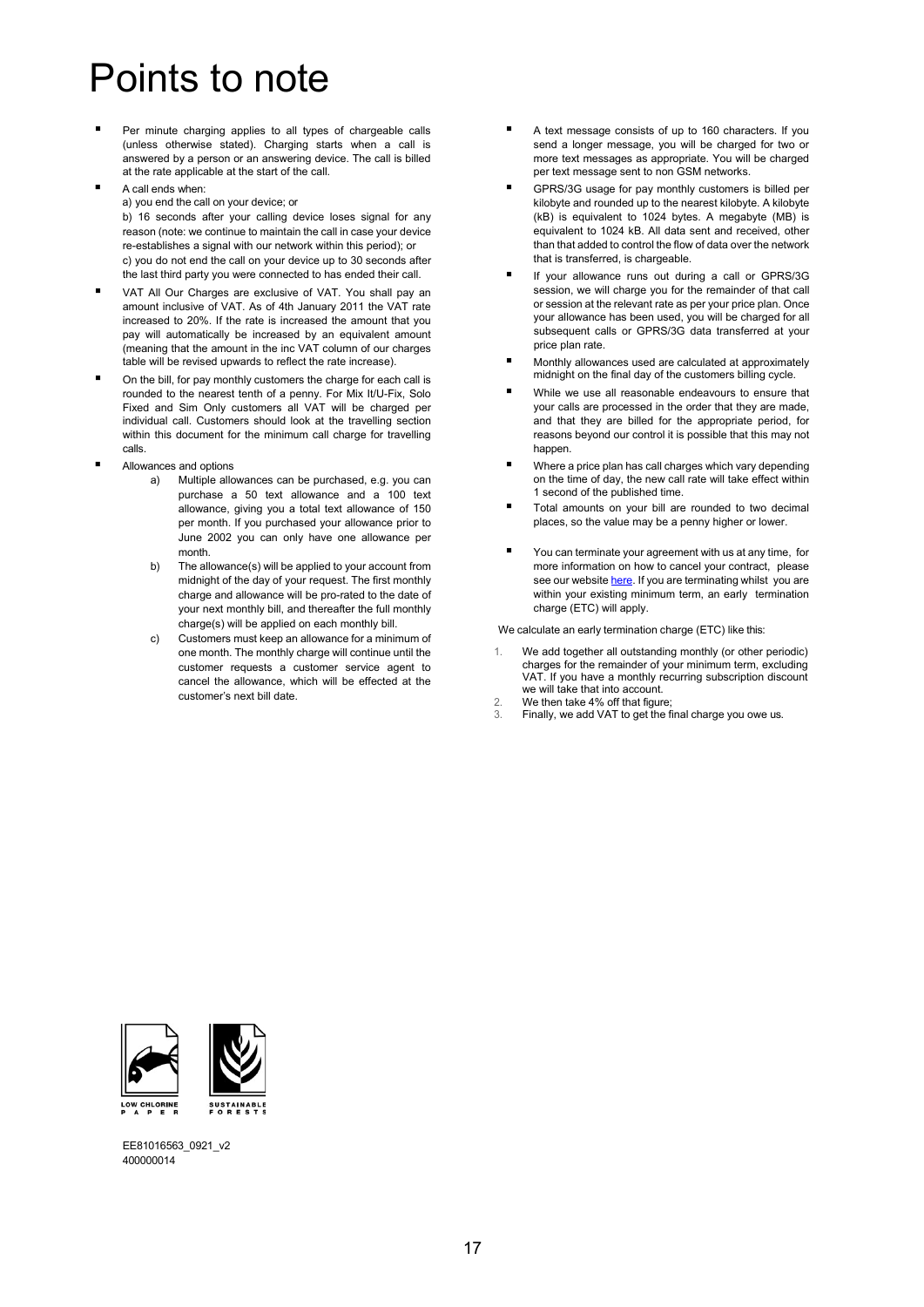# Points to note

- Per minute charging applies to all types of chargeable calls (unless otherwise stated). Charging starts when a call is answered by a person or an answering device. The call is billed at the rate applicable at the start of the call.
- A call ends when:
  a) you end the call on your device; or
  b) 16 seconds after your calling device loses signal for any reason (note: we continue to maintain the call in case your device re-establishes a signal with our network within this period); or
  c) you do not end the call on your device up to 30 seconds after the last third party you were connected to has ended their call.
- VAT All Our Charges are exclusive of VAT. You shall pay an amount inclusive of VAT. As of 4th January 2011 the VAT rate increased to 20%. If the rate is increased the amount that you pay will automatically be increased by an equivalent amount (meaning that the amount in the inc VAT column of our charges table will be revised upwards to reflect the rate increase).
- On the bill, for pay monthly customers the charge for each call is rounded to the nearest tenth of a penny. For Mix It/U-Fix, Solo Fixed and Sim Only customers all VAT will be charged per individual call. Customers should look at the travelling section within this document for the minimum call charge for travelling calls.
- Allowances and options
  a) Multiple allowances can be purchased, e.g. you can purchase a 50 text allowance and a 100 text allowance, giving you a total text allowance of 150 per month. If you purchased your allowance prior to June 2002 you can only have one allowance per month.
  b) The allowance(s) will be applied to your account from midnight of the day of your request. The first monthly charge and allowance will be pro-rated to the date of your next monthly bill, and thereafter the full monthly charge(s) will be applied on each monthly bill.
  c) Customers must keep an allowance for a minimum of one month. The monthly charge will continue until the customer requests a customer service agent to cancel the allowance, which will be effected at the customer's next bill date.
- A text message consists of up to 160 characters. If you send a longer message, you will be charged for two or more text messages as appropriate. You will be charged per text message sent to non GSM networks.
- GPRS/3G usage for pay monthly customers is billed per kilobyte and rounded up to the nearest kilobyte. A kilobyte (kB) is equivalent to 1024 bytes. A megabyte (MB) is equivalent to 1024 kB. All data sent and received, other than that added to control the flow of data over the network that is transferred, is chargeable.
- If your allowance runs out during a call or GPRS/3G session, we will charge you for the remainder of that call or session at the relevant rate as per your price plan. Once your allowance has been used, you will be charged for all subsequent calls or GPRS/3G data transferred at your price plan rate.
- Monthly allowances used are calculated at approximately midnight on the final day of the customers billing cycle.
- While we use all reasonable endeavours to ensure that your calls are processed in the order that they are made, and that they are billed for the appropriate period, for reasons beyond our control it is possible that this may not happen.
- Where a price plan has call charges which vary depending on the time of day, the new call rate will take effect within 1 second of the published time.
- Total amounts on your bill are rounded to two decimal places, so the value may be a penny higher or lower.
- You can terminate your agreement with us at any time, for more information on how to cancel your contract, please see our website here. If you are terminating whilst you are within your existing minimum term, an early termination charge (ETC) will apply.

We calculate an early termination charge (ETC) like this:

1. We add together all outstanding monthly (or other periodic) charges for the remainder of your minimum term, excluding VAT. If you have a monthly recurring subscription discount we will take that into account.
2. We then take 4% off that figure;
3. Finally, we add VAT to get the final charge you owe us.

LOW CHLORINE PAPER

SUSTAINABLE FORESTS

EE81016563_0921_v2
400000014